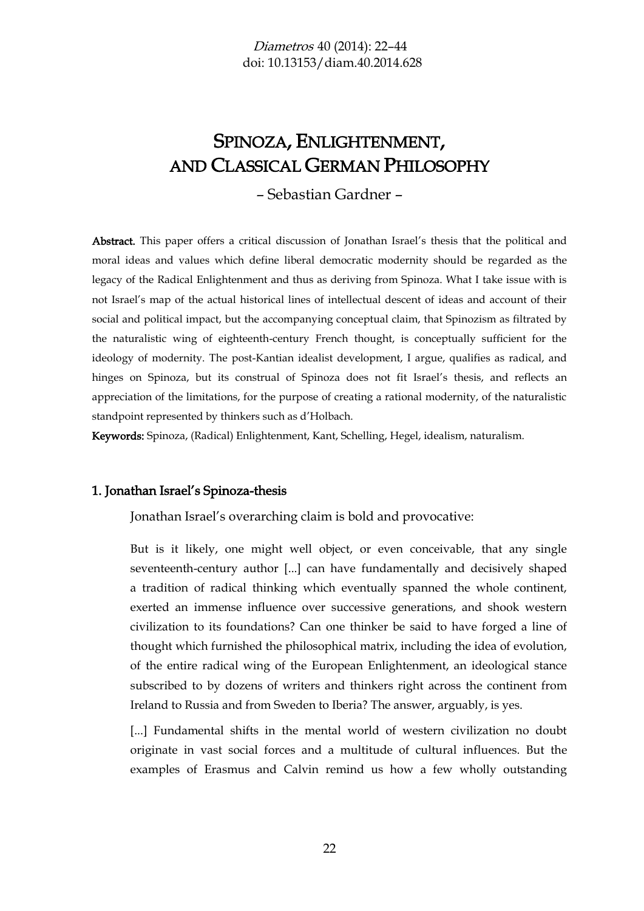*Diametros* 40 (2014): 22–44
doi: 10.13153/diam.40.2014.628

# SPINOZA, ENLIGHTENMENT, AND CLASSICAL GERMAN PHILOSOPHY

– Sebastian Gardner –

**Abstract.** This paper offers a critical discussion of Jonathan Israel's thesis that the political and moral ideas and values which define liberal democratic modernity should be regarded as the legacy of the Radical Enlightenment and thus as deriving from Spinoza. What I take issue with is not Israel's map of the actual historical lines of intellectual descent of ideas and account of their social and political impact, but the accompanying conceptual claim, that Spinozism as filtrated by the naturalistic wing of eighteenth-century French thought, is conceptually sufficient for the ideology of modernity. The post-Kantian idealist development, I argue, qualifies as radical, and hinges on Spinoza, but its construal of Spinoza does not fit Israel's thesis, and reflects an appreciation of the limitations, for the purpose of creating a rational modernity, of the naturalistic standpoint represented by thinkers such as d'Holbach.

**Keywords:** Spinoza, (Radical) Enlightenment, Kant, Schelling, Hegel, idealism, naturalism.

## 1. Jonathan Israel's Spinoza-thesis

Jonathan Israel's overarching claim is bold and provocative:

> But is it likely, one might well object, or even conceivable, that any single seventeenth-century author [...] can have fundamentally and decisively shaped a tradition of radical thinking which eventually spanned the whole continent, exerted an immense influence over successive generations, and shook western civilization to its foundations? Can one thinker be said to have forged a line of thought which furnished the philosophical matrix, including the idea of evolution, of the entire radical wing of the European Enlightenment, an ideological stance subscribed to by dozens of writers and thinkers right across the continent from Ireland to Russia and from Sweden to Iberia? The answer, arguably, is yes.
>
> [...] Fundamental shifts in the mental world of western civilization no doubt originate in vast social forces and a multitude of cultural influences. But the examples of Erasmus and Calvin remind us how a few wholly outstanding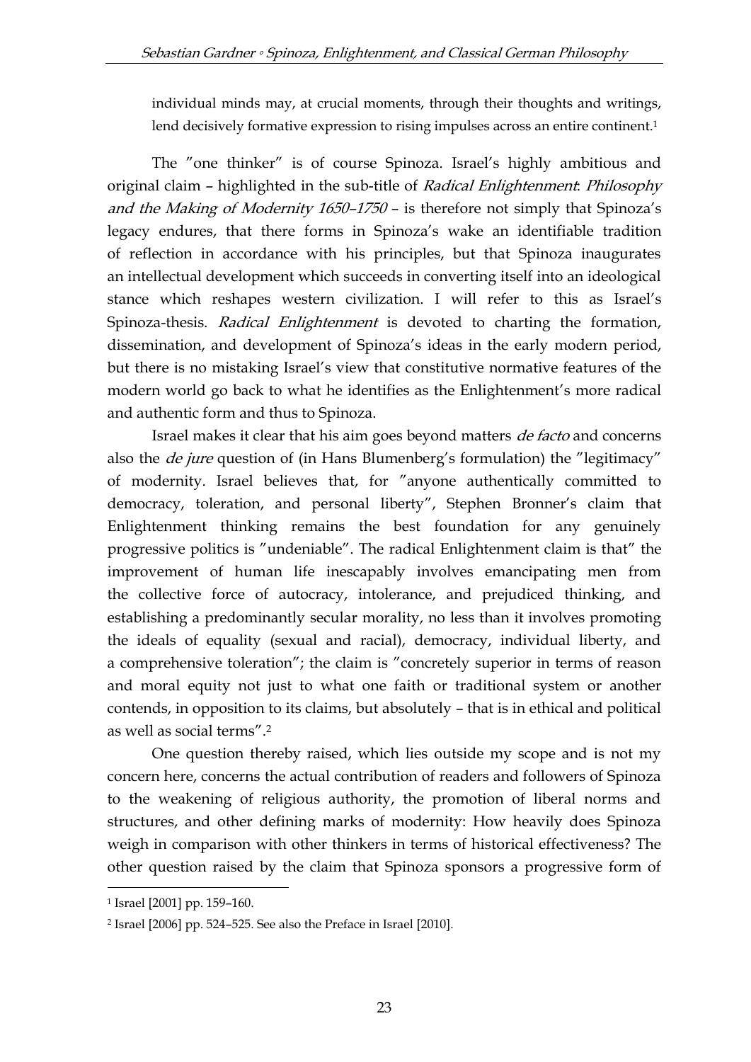individual minds may, at crucial moments, through their thoughts and writings, lend decisively formative expression to rising impulses across an entire continent.[1]

The "one thinker" is of course Spinoza. Israel's highly ambitious and original claim – highlighted in the sub-title of *Radical Enlightenment*: *Philosophy and the Making of Modernity 1650–1750* – is therefore not simply that Spinoza's legacy endures, that there forms in Spinoza's wake an identifiable tradition of reflection in accordance with his principles, but that Spinoza inaugurates an intellectual development which succeeds in converting itself into an ideological stance which reshapes western civilization. I will refer to this as Israel's Spinoza-thesis. *Radical Enlightenment* is devoted to charting the formation, dissemination, and development of Spinoza's ideas in the early modern period, but there is no mistaking Israel's view that constitutive normative features of the modern world go back to what he identifies as the Enlightenment's more radical and authentic form and thus to Spinoza.

Israel makes it clear that his aim goes beyond matters *de facto* and concerns also the *de jure* question of (in Hans Blumenberg's formulation) the "legitimacy" of modernity. Israel believes that, for "anyone authentically committed to democracy, toleration, and personal liberty", Stephen Bronner's claim that Enlightenment thinking remains the best foundation for any genuinely progressive politics is "undeniable". The radical Enlightenment claim is that" the improvement of human life inescapably involves emancipating men from the collective force of autocracy, intolerance, and prejudiced thinking, and establishing a predominantly secular morality, no less than it involves promoting the ideals of equality (sexual and racial), democracy, individual liberty, and a comprehensive toleration"; the claim is "concretely superior in terms of reason and moral equity not just to what one faith or traditional system or another contends, in opposition to its claims, but absolutely – that is in ethical and political as well as social terms".[2]

One question thereby raised, which lies outside my scope and is not my concern here, concerns the actual contribution of readers and followers of Spinoza to the weakening of religious authority, the promotion of liberal norms and structures, and other defining marks of modernity: How heavily does Spinoza weigh in comparison with other thinkers in terms of historical effectiveness? The other question raised by the claim that Spinoza sponsors a progressive form of

---

[1] Israel [2001] pp. 159–160.

[2] Israel [2006] pp. 524–525. See also the Preface in Israel [2010].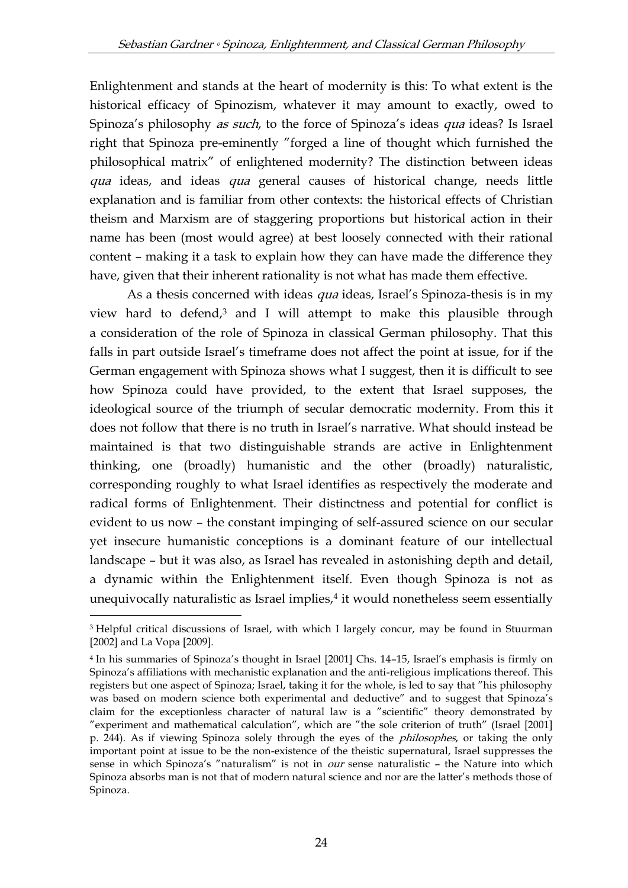Enlightenment and stands at the heart of modernity is this: To what extent is the historical efficacy of Spinozism, whatever it may amount to exactly, owed to Spinoza's philosophy *as such*, to the force of Spinoza's ideas *qua* ideas? Is Israel right that Spinoza pre-eminently "forged a line of thought which furnished the philosophical matrix" of enlightened modernity? The distinction between ideas *qua* ideas, and ideas *qua* general causes of historical change, needs little explanation and is familiar from other contexts: the historical effects of Christian theism and Marxism are of staggering proportions but historical action in their name has been (most would agree) at best loosely connected with their rational content – making it a task to explain how they can have made the difference they have, given that their inherent rationality is not what has made them effective.

As a thesis concerned with ideas *qua* ideas, Israel's Spinoza-thesis is in my view hard to defend,[3] and I will attempt to make this plausible through a consideration of the role of Spinoza in classical German philosophy. That this falls in part outside Israel's timeframe does not affect the point at issue, for if the German engagement with Spinoza shows what I suggest, then it is difficult to see how Spinoza could have provided, to the extent that Israel supposes, the ideological source of the triumph of secular democratic modernity. From this it does not follow that there is no truth in Israel's narrative. What should instead be maintained is that two distinguishable strands are active in Enlightenment thinking, one (broadly) humanistic and the other (broadly) naturalistic, corresponding roughly to what Israel identifies as respectively the moderate and radical forms of Enlightenment. Their distinctness and potential for conflict is evident to us now – the constant impinging of self-assured science on our secular yet insecure humanistic conceptions is a dominant feature of our intellectual landscape – but it was also, as Israel has revealed in astonishing depth and detail, a dynamic within the Enlightenment itself. Even though Spinoza is not as unequivocally naturalistic as Israel implies,[4] it would nonetheless seem essentially

[3] Helpful critical discussions of Israel, with which I largely concur, may be found in Stuurman [2002] and La Vopa [2009].

[4] In his summaries of Spinoza's thought in Israel [2001] Chs. 14–15, Israel's emphasis is firmly on Spinoza's affiliations with mechanistic explanation and the anti-religious implications thereof. This registers but one aspect of Spinoza; Israel, taking it for the whole, is led to say that "his philosophy was based on modern science both experimental and deductive" and to suggest that Spinoza's claim for the exceptionless character of natural law is a "scientific" theory demonstrated by "experiment and mathematical calculation", which are "the sole criterion of truth" (Israel [2001] p. 244). As if viewing Spinoza solely through the eyes of the *philosophes*, or taking the only important point at issue to be the non-existence of the theistic supernatural, Israel suppresses the sense in which Spinoza's "naturalism" is not in *our* sense naturalistic – the Nature into which Spinoza absorbs man is not that of modern natural science and nor are the latter's methods those of Spinoza.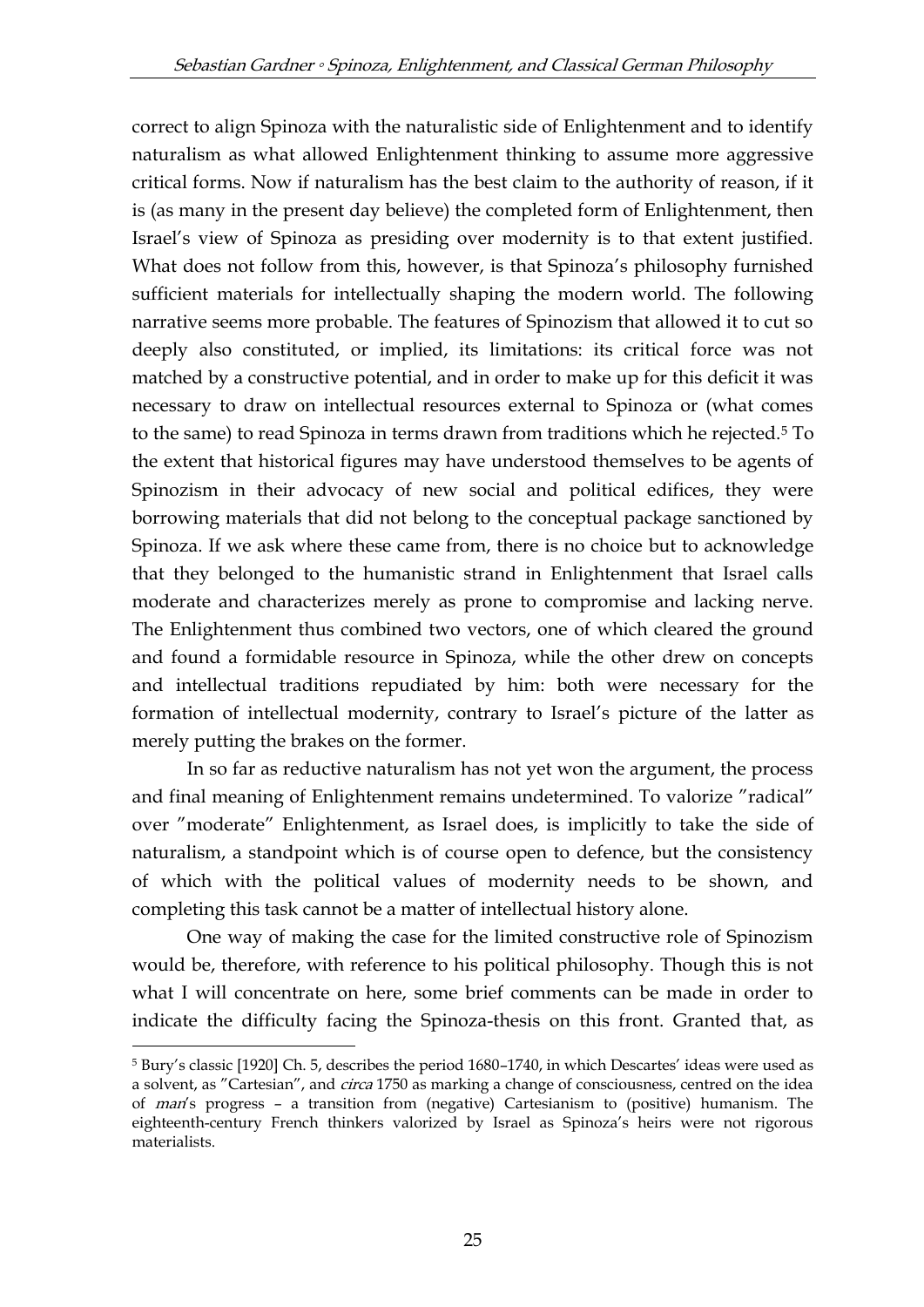correct to align Spinoza with the naturalistic side of Enlightenment and to identify naturalism as what allowed Enlightenment thinking to assume more aggressive critical forms. Now if naturalism has the best claim to the authority of reason, if it is (as many in the present day believe) the completed form of Enlightenment, then Israel's view of Spinoza as presiding over modernity is to that extent justified. What does not follow from this, however, is that Spinoza's philosophy furnished sufficient materials for intellectually shaping the modern world. The following narrative seems more probable. The features of Spinozism that allowed it to cut so deeply also constituted, or implied, its limitations: its critical force was not matched by a constructive potential, and in order to make up for this deficit it was necessary to draw on intellectual resources external to Spinoza or (what comes to the same) to read Spinoza in terms drawn from traditions which he rejected.[5] To the extent that historical figures may have understood themselves to be agents of Spinozism in their advocacy of new social and political edifices, they were borrowing materials that did not belong to the conceptual package sanctioned by Spinoza. If we ask where these came from, there is no choice but to acknowledge that they belonged to the humanistic strand in Enlightenment that Israel calls moderate and characterizes merely as prone to compromise and lacking nerve. The Enlightenment thus combined two vectors, one of which cleared the ground and found a formidable resource in Spinoza, while the other drew on concepts and intellectual traditions repudiated by him: both were necessary for the formation of intellectual modernity, contrary to Israel's picture of the latter as merely putting the brakes on the former.

In so far as reductive naturalism has not yet won the argument, the process and final meaning of Enlightenment remains undetermined. To valorize "radical" over "moderate" Enlightenment, as Israel does, is implicitly to take the side of naturalism, a standpoint which is of course open to defence, but the consistency of which with the political values of modernity needs to be shown, and completing this task cannot be a matter of intellectual history alone.

One way of making the case for the limited constructive role of Spinozism would be, therefore, with reference to his political philosophy. Though this is not what I will concentrate on here, some brief comments can be made in order to indicate the difficulty facing the Spinoza-thesis on this front. Granted that, as

---

[5] Bury's classic [1920] Ch. 5, describes the period 1680–1740, in which Descartes' ideas were used as a solvent, as "Cartesian", and *circa* 1750 as marking a change of consciousness, centred on the idea of *man*'s progress – a transition from (negative) Cartesianism to (positive) humanism. The eighteenth-century French thinkers valorized by Israel as Spinoza's heirs were not rigorous materialists.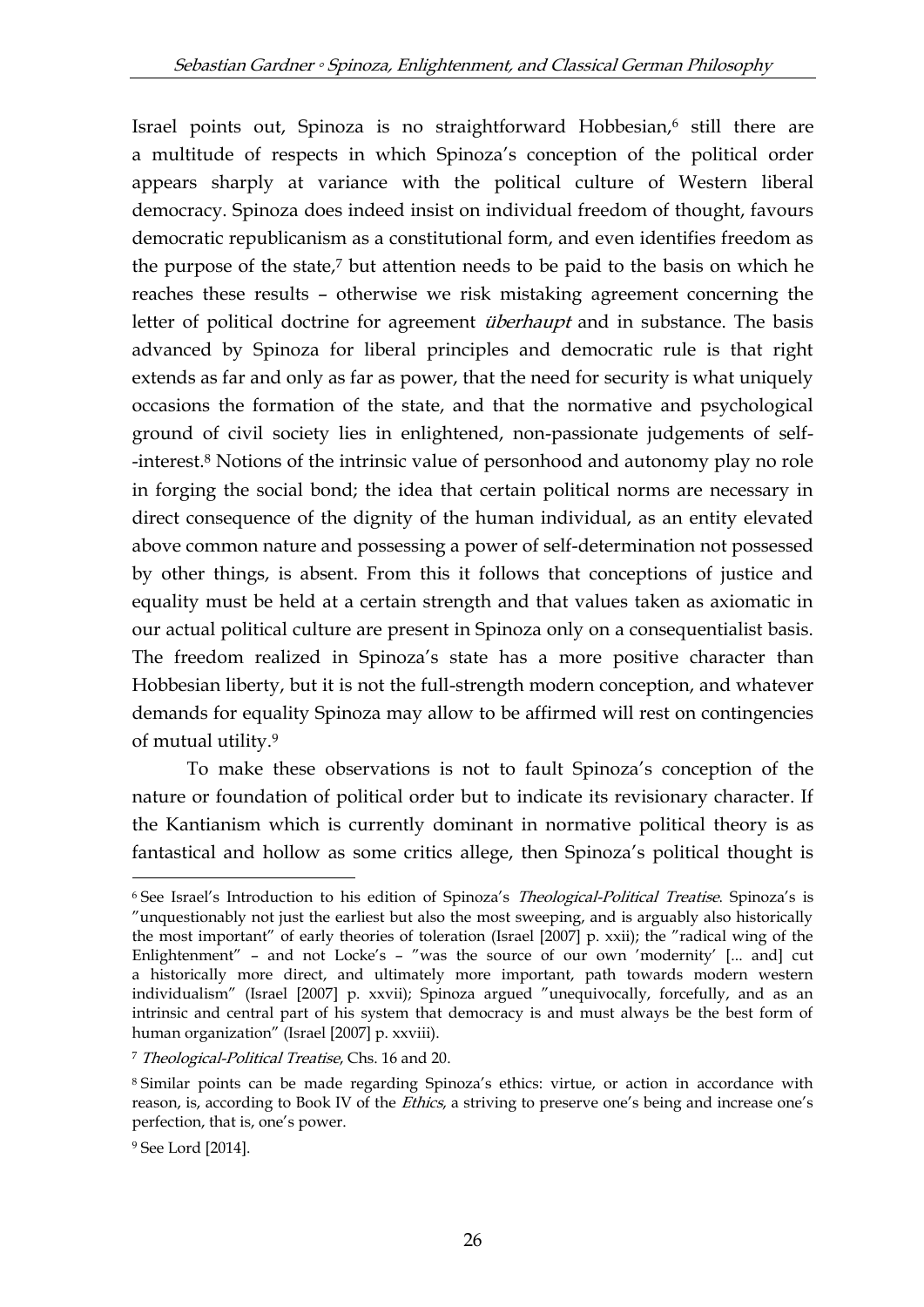Israel points out, Spinoza is no straightforward Hobbesian,[6] still there are a multitude of respects in which Spinoza's conception of the political order appears sharply at variance with the political culture of Western liberal democracy. Spinoza does indeed insist on individual freedom of thought, favours democratic republicanism as a constitutional form, and even identifies freedom as the purpose of the state,[7] but attention needs to be paid to the basis on which he reaches these results – otherwise we risk mistaking agreement concerning the letter of political doctrine for agreement *überhaupt* and in substance. The basis advanced by Spinoza for liberal principles and democratic rule is that right extends as far and only as far as power, that the need for security is what uniquely occasions the formation of the state, and that the normative and psychological ground of civil society lies in enlightened, non-passionate judgements of self--interest.[8] Notions of the intrinsic value of personhood and autonomy play no role in forging the social bond; the idea that certain political norms are necessary in direct consequence of the dignity of the human individual, as an entity elevated above common nature and possessing a power of self-determination not possessed by other things, is absent. From this it follows that conceptions of justice and equality must be held at a certain strength and that values taken as axiomatic in our actual political culture are present in Spinoza only on a consequentialist basis. The freedom realized in Spinoza's state has a more positive character than Hobbesian liberty, but it is not the full-strength modern conception, and whatever demands for equality Spinoza may allow to be affirmed will rest on contingencies of mutual utility.[9]

To make these observations is not to fault Spinoza's conception of the nature or foundation of political order but to indicate its revisionary character. If the Kantianism which is currently dominant in normative political theory is as fantastical and hollow as some critics allege, then Spinoza's political thought is

---

[6] See Israel's Introduction to his edition of Spinoza's *Theological-Political Treatise*. Spinoza's is "unquestionably not just the earliest but also the most sweeping, and is arguably also historically the most important" of early theories of toleration (Israel [2007] p. xxii); the "radical wing of the Enlightenment" – and not Locke's – "was the source of our own 'modernity' [... and] cut a historically more direct, and ultimately more important, path towards modern western individualism" (Israel [2007] p. xxvii); Spinoza argued "unequivocally, forcefully, and as an intrinsic and central part of his system that democracy is and must always be the best form of human organization" (Israel [2007] p. xxviii).

[7] *Theological-Political Treatise*, Chs. 16 and 20.

[8] Similar points can be made regarding Spinoza's ethics: virtue, or action in accordance with reason, is, according to Book IV of the *Ethics*, a striving to preserve one's being and increase one's perfection, that is, one's power.

[9] See Lord [2014].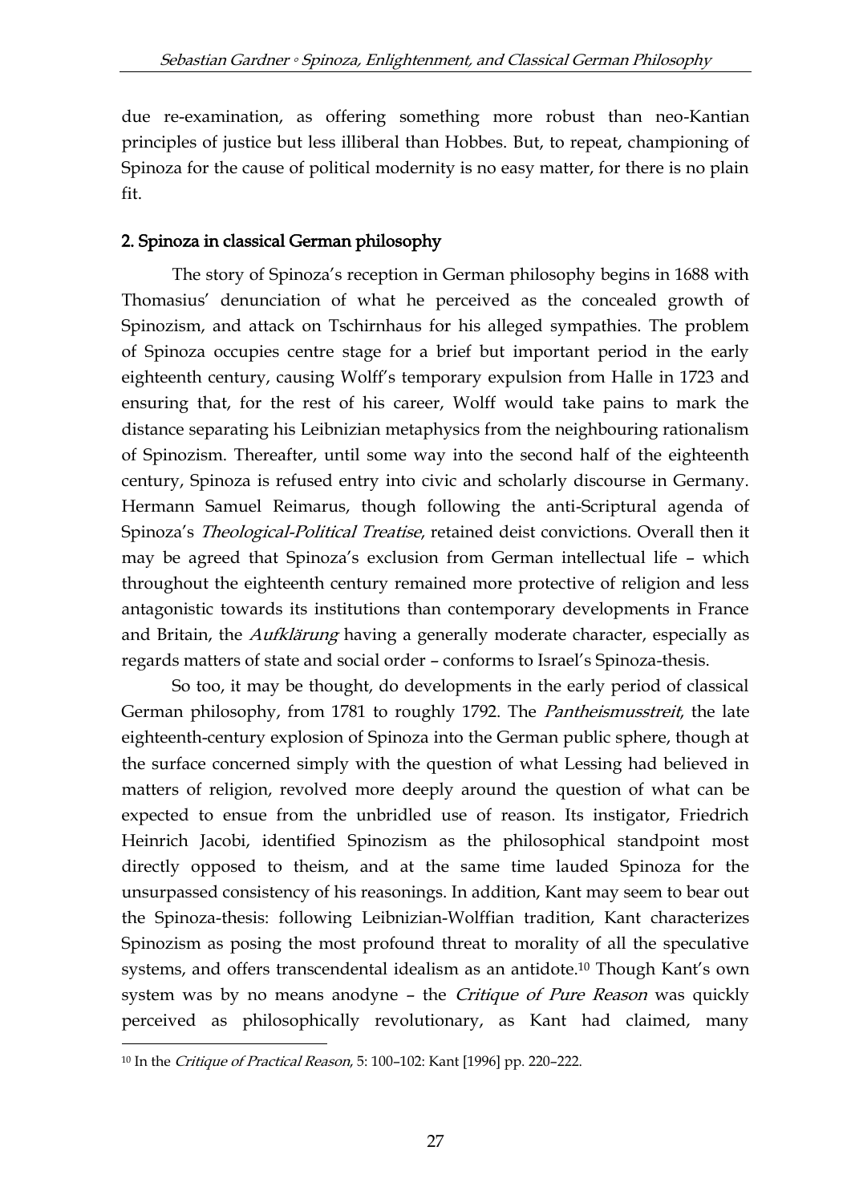due re-examination, as offering something more robust than neo-Kantian principles of justice but less illiberal than Hobbes. But, to repeat, championing of Spinoza for the cause of political modernity is no easy matter, for there is no plain fit.

## 2. Spinoza in classical German philosophy

The story of Spinoza's reception in German philosophy begins in 1688 with Thomasius' denunciation of what he perceived as the concealed growth of Spinozism, and attack on Tschirnhaus for his alleged sympathies. The problem of Spinoza occupies centre stage for a brief but important period in the early eighteenth century, causing Wolff's temporary expulsion from Halle in 1723 and ensuring that, for the rest of his career, Wolff would take pains to mark the distance separating his Leibnizian metaphysics from the neighbouring rationalism of Spinozism. Thereafter, until some way into the second half of the eighteenth century, Spinoza is refused entry into civic and scholarly discourse in Germany. Hermann Samuel Reimarus, though following the anti-Scriptural agenda of Spinoza's *Theological-Political Treatise*, retained deist convictions. Overall then it may be agreed that Spinoza's exclusion from German intellectual life – which throughout the eighteenth century remained more protective of religion and less antagonistic towards its institutions than contemporary developments in France and Britain, the *Aufklärung* having a generally moderate character, especially as regards matters of state and social order – conforms to Israel's Spinoza-thesis.

So too, it may be thought, do developments in the early period of classical German philosophy, from 1781 to roughly 1792. The *Pantheismusstreit*, the late eighteenth-century explosion of Spinoza into the German public sphere, though at the surface concerned simply with the question of what Lessing had believed in matters of religion, revolved more deeply around the question of what can be expected to ensue from the unbridled use of reason. Its instigator, Friedrich Heinrich Jacobi, identified Spinozism as the philosophical standpoint most directly opposed to theism, and at the same time lauded Spinoza for the unsurpassed consistency of his reasonings. In addition, Kant may seem to bear out the Spinoza-thesis: following Leibnizian-Wolffian tradition, Kant characterizes Spinozism as posing the most profound threat to morality of all the speculative systems, and offers transcendental idealism as an antidote.[10] Though Kant's own system was by no means anodyne – the *Critique of Pure Reason* was quickly perceived as philosophically revolutionary, as Kant had claimed, many

[10] In the *Critique of Practical Reason*, 5: 100–102: Kant [1996] pp. 220–222.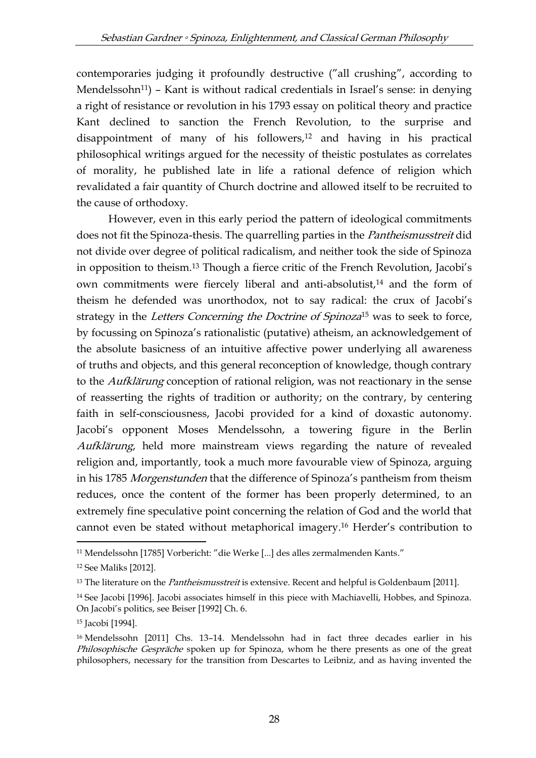contemporaries judging it profoundly destructive ("all crushing", according to Mendelssohn[11]) – Kant is without radical credentials in Israel's sense: in denying a right of resistance or revolution in his 1793 essay on political theory and practice Kant declined to sanction the French Revolution, to the surprise and disappointment of many of his followers,[12] and having in his practical philosophical writings argued for the necessity of theistic postulates as correlates of morality, he published late in life a rational defence of religion which revalidated a fair quantity of Church doctrine and allowed itself to be recruited to the cause of orthodoxy.

However, even in this early period the pattern of ideological commitments does not fit the Spinoza-thesis. The quarrelling parties in the *Pantheismusstreit* did not divide over degree of political radicalism, and neither took the side of Spinoza in opposition to theism.[13] Though a fierce critic of the French Revolution, Jacobi's own commitments were fiercely liberal and anti-absolutist,[14] and the form of theism he defended was unorthodox, not to say radical: the crux of Jacobi's strategy in the *Letters Concerning the Doctrine of Spinoza*[15] was to seek to force, by focussing on Spinoza's rationalistic (putative) atheism, an acknowledgement of the absolute basicness of an intuitive affective power underlying all awareness of truths and objects, and this general reconception of knowledge, though contrary to the *Aufklärung* conception of rational religion, was not reactionary in the sense of reasserting the rights of tradition or authority; on the contrary, by centering faith in self-consciousness, Jacobi provided for a kind of doxastic autonomy. Jacobi's opponent Moses Mendelssohn, a towering figure in the Berlin *Aufklärung*, held more mainstream views regarding the nature of revealed religion and, importantly, took a much more favourable view of Spinoza, arguing in his 1785 *Morgenstunden* that the difference of Spinoza's pantheism from theism reduces, once the content of the former has been properly determined, to an extremely fine speculative point concerning the relation of God and the world that cannot even be stated without metaphorical imagery.[16] Herder's contribution to

---

[11] Mendelssohn [1785] Vorbericht: "die Werke [...] des alles zermalmenden Kants."

[12] See Maliks [2012].

[13] The literature on the *Pantheismusstreit* is extensive. Recent and helpful is Goldenbaum [2011].

[14] See Jacobi [1996]. Jacobi associates himself in this piece with Machiavelli, Hobbes, and Spinoza. On Jacobi's politics, see Beiser [1992] Ch. 6.

[15] Jacobi [1994].

[16] Mendelssohn [2011] Chs. 13–14. Mendelssohn had in fact three decades earlier in his *Philosophische Gespräche* spoken up for Spinoza, whom he there presents as one of the great philosophers, necessary for the transition from Descartes to Leibniz, and as having invented the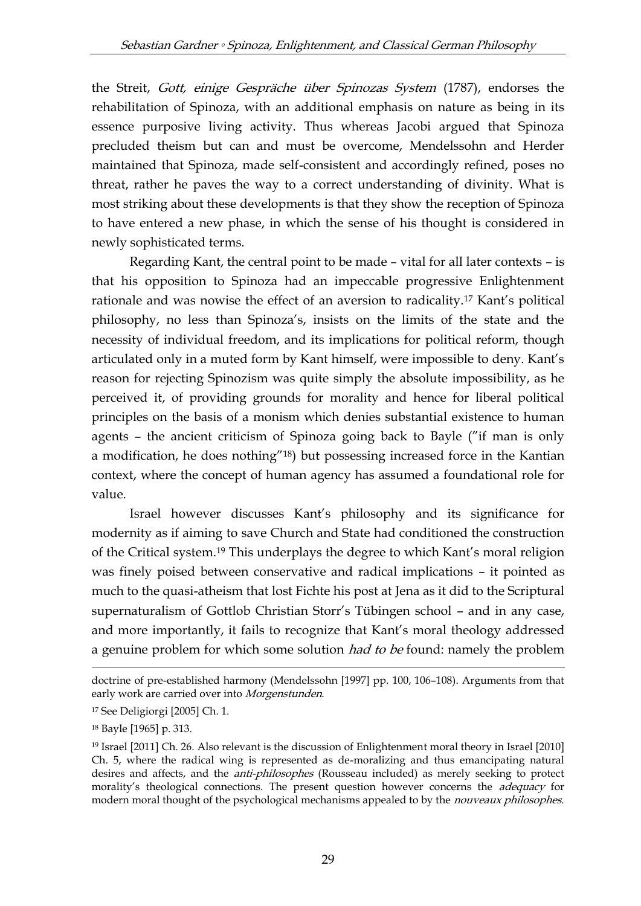the Streit, *Gott, einige Gespräche über Spinozas System* (1787), endorses the rehabilitation of Spinoza, with an additional emphasis on nature as being in its essence purposive living activity. Thus whereas Jacobi argued that Spinoza precluded theism but can and must be overcome, Mendelssohn and Herder maintained that Spinoza, made self-consistent and accordingly refined, poses no threat, rather he paves the way to a correct understanding of divinity. What is most striking about these developments is that they show the reception of Spinoza to have entered a new phase, in which the sense of his thought is considered in newly sophisticated terms.

Regarding Kant, the central point to be made – vital for all later contexts – is that his opposition to Spinoza had an impeccable progressive Enlightenment rationale and was nowise the effect of an aversion to radicality.[17] Kant's political philosophy, no less than Spinoza's, insists on the limits of the state and the necessity of individual freedom, and its implications for political reform, though articulated only in a muted form by Kant himself, were impossible to deny. Kant's reason for rejecting Spinozism was quite simply the absolute impossibility, as he perceived it, of providing grounds for morality and hence for liberal political principles on the basis of a monism which denies substantial existence to human agents – the ancient criticism of Spinoza going back to Bayle ("if man is only a modification, he does nothing"[18]) but possessing increased force in the Kantian context, where the concept of human agency has assumed a foundational role for value.

Israel however discusses Kant's philosophy and its significance for modernity as if aiming to save Church and State had conditioned the construction of the Critical system.[19] This underplays the degree to which Kant's moral religion was finely poised between conservative and radical implications – it pointed as much to the quasi-atheism that lost Fichte his post at Jena as it did to the Scriptural supernaturalism of Gottlob Christian Storr's Tübingen school – and in any case, and more importantly, it fails to recognize that Kant's moral theology addressed a genuine problem for which some solution *had to be* found: namely the problem

---

doctrine of pre-established harmony (Mendelssohn [1997] pp. 100, 106–108). Arguments from that early work are carried over into *Morgenstunden*.

[17] See Deligiorgi [2005] Ch. 1.

[18] Bayle [1965] p. 313.

[19] Israel [2011] Ch. 26. Also relevant is the discussion of Enlightenment moral theory in Israel [2010] Ch. 5, where the radical wing is represented as de-moralizing and thus emancipating natural desires and affects, and the *anti-philosophes* (Rousseau included) as merely seeking to protect morality's theological connections. The present question however concerns the *adequacy* for modern moral thought of the psychological mechanisms appealed to by the *nouveaux philosophes*.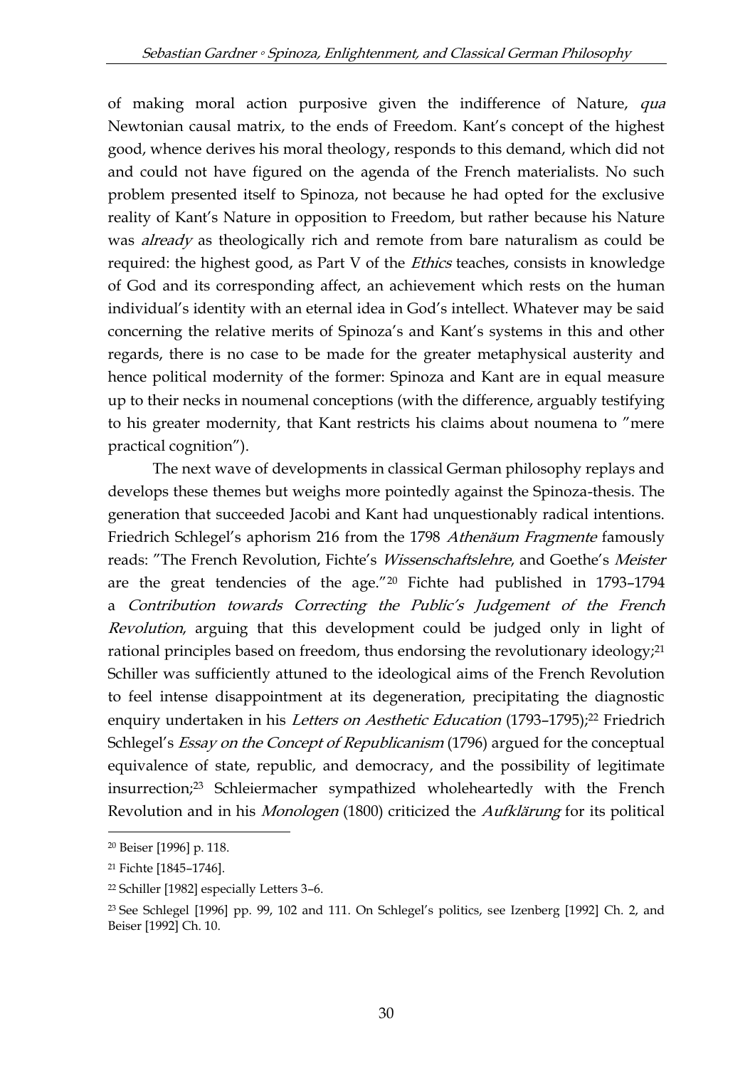of making moral action purposive given the indifference of Nature, *qua* Newtonian causal matrix, to the ends of Freedom. Kant's concept of the highest good, whence derives his moral theology, responds to this demand, which did not and could not have figured on the agenda of the French materialists. No such problem presented itself to Spinoza, not because he had opted for the exclusive reality of Kant's Nature in opposition to Freedom, but rather because his Nature was *already* as theologically rich and remote from bare naturalism as could be required: the highest good, as Part V of the *Ethics* teaches, consists in knowledge of God and its corresponding affect, an achievement which rests on the human individual's identity with an eternal idea in God's intellect. Whatever may be said concerning the relative merits of Spinoza's and Kant's systems in this and other regards, there is no case to be made for the greater metaphysical austerity and hence political modernity of the former: Spinoza and Kant are in equal measure up to their necks in noumenal conceptions (with the difference, arguably testifying to his greater modernity, that Kant restricts his claims about noumena to "mere practical cognition").

The next wave of developments in classical German philosophy replays and develops these themes but weighs more pointedly against the Spinoza-thesis. The generation that succeeded Jacobi and Kant had unquestionably radical intentions. Friedrich Schlegel's aphorism 216 from the 1798 *Athenäum Fragmente* famously reads: "The French Revolution, Fichte's *Wissenschaftslehre*, and Goethe's *Meister* are the great tendencies of the age."[20] Fichte had published in 1793–1794 a *Contribution towards Correcting the Public's Judgement of the French Revolution*, arguing that this development could be judged only in light of rational principles based on freedom, thus endorsing the revolutionary ideology;[21] Schiller was sufficiently attuned to the ideological aims of the French Revolution to feel intense disappointment at its degeneration, precipitating the diagnostic enquiry undertaken in his *Letters on Aesthetic Education* (1793–1795);[22] Friedrich Schlegel's *Essay on the Concept of Republicanism* (1796) argued for the conceptual equivalence of state, republic, and democracy, and the possibility of legitimate insurrection;[23] Schleiermacher sympathized wholeheartedly with the French Revolution and in his *Monologen* (1800) criticized the *Aufklärung* for its political

---

[20] Beiser [1996] p. 118.

[21] Fichte [1845–1746].

[22] Schiller [1982] especially Letters 3–6.

[23] See Schlegel [1996] pp. 99, 102 and 111. On Schlegel's politics, see Izenberg [1992] Ch. 2, and Beiser [1992] Ch. 10.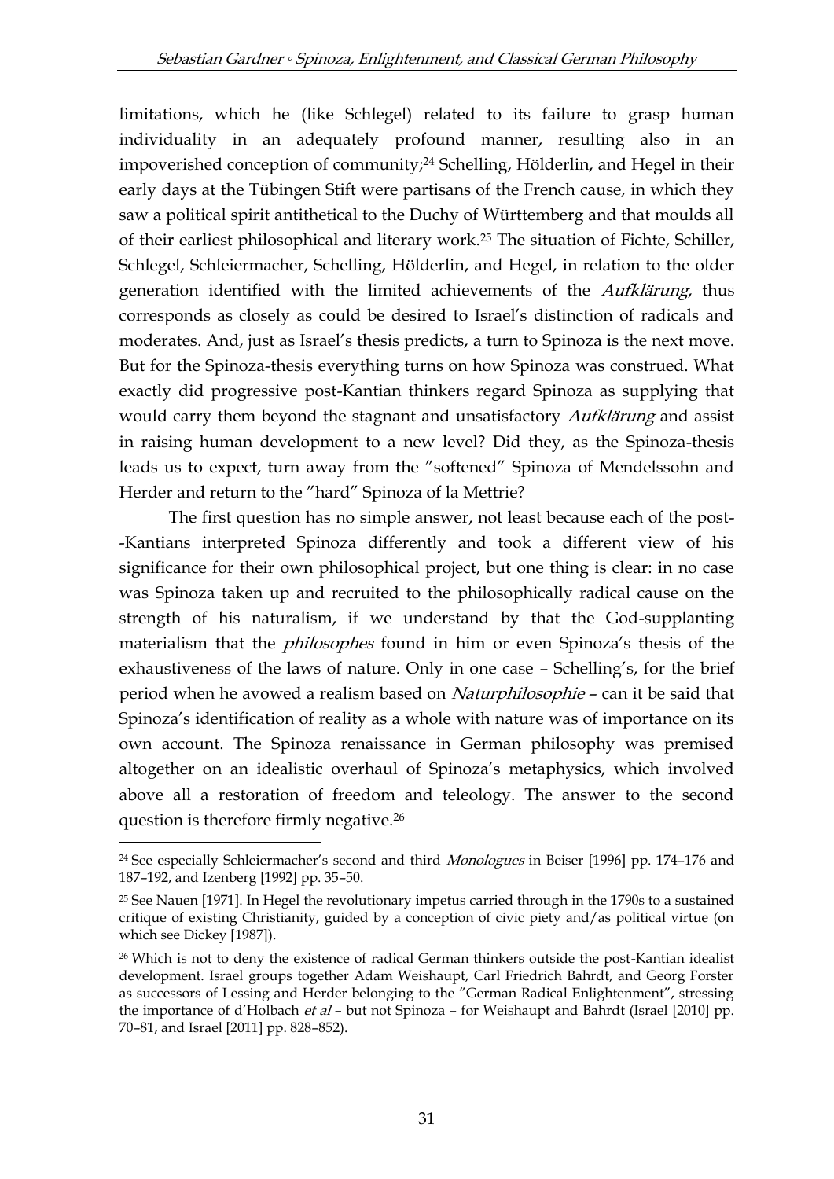limitations, which he (like Schlegel) related to its failure to grasp human individuality in an adequately profound manner, resulting also in an impoverished conception of community;[24] Schelling, Hölderlin, and Hegel in their early days at the Tübingen Stift were partisans of the French cause, in which they saw a political spirit antithetical to the Duchy of Württemberg and that moulds all of their earliest philosophical and literary work.[25] The situation of Fichte, Schiller, Schlegel, Schleiermacher, Schelling, Hölderlin, and Hegel, in relation to the older generation identified with the limited achievements of the *Aufklärung*, thus corresponds as closely as could be desired to Israel's distinction of radicals and moderates. And, just as Israel's thesis predicts, a turn to Spinoza is the next move. But for the Spinoza-thesis everything turns on how Spinoza was construed. What exactly did progressive post-Kantian thinkers regard Spinoza as supplying that would carry them beyond the stagnant and unsatisfactory *Aufklärung* and assist in raising human development to a new level? Did they, as the Spinoza-thesis leads us to expect, turn away from the "softened" Spinoza of Mendelssohn and Herder and return to the "hard" Spinoza of la Mettrie?

The first question has no simple answer, not least because each of the post--Kantians interpreted Spinoza differently and took a different view of his significance for their own philosophical project, but one thing is clear: in no case was Spinoza taken up and recruited to the philosophically radical cause on the strength of his naturalism, if we understand by that the God-supplanting materialism that the *philosophes* found in him or even Spinoza's thesis of the exhaustiveness of the laws of nature. Only in one case – Schelling's, for the brief period when he avowed a realism based on *Naturphilosophie* – can it be said that Spinoza's identification of reality as a whole with nature was of importance on its own account. The Spinoza renaissance in German philosophy was premised altogether on an idealistic overhaul of Spinoza's metaphysics, which involved above all a restoration of freedom and teleology. The answer to the second question is therefore firmly negative.[26]

---

[24] See especially Schleiermacher's second and third *Monologues* in Beiser [1996] pp. 174–176 and 187–192, and Izenberg [1992] pp. 35–50.

[25] See Nauen [1971]. In Hegel the revolutionary impetus carried through in the 1790s to a sustained critique of existing Christianity, guided by a conception of civic piety and/as political virtue (on which see Dickey [1987]).

[26] Which is not to deny the existence of radical German thinkers outside the post-Kantian idealist development. Israel groups together Adam Weishaupt, Carl Friedrich Bahrdt, and Georg Forster as successors of Lessing and Herder belonging to the "German Radical Enlightenment", stressing the importance of d'Holbach *et al* – but not Spinoza – for Weishaupt and Bahrdt (Israel [2010] pp. 70–81, and Israel [2011] pp. 828–852).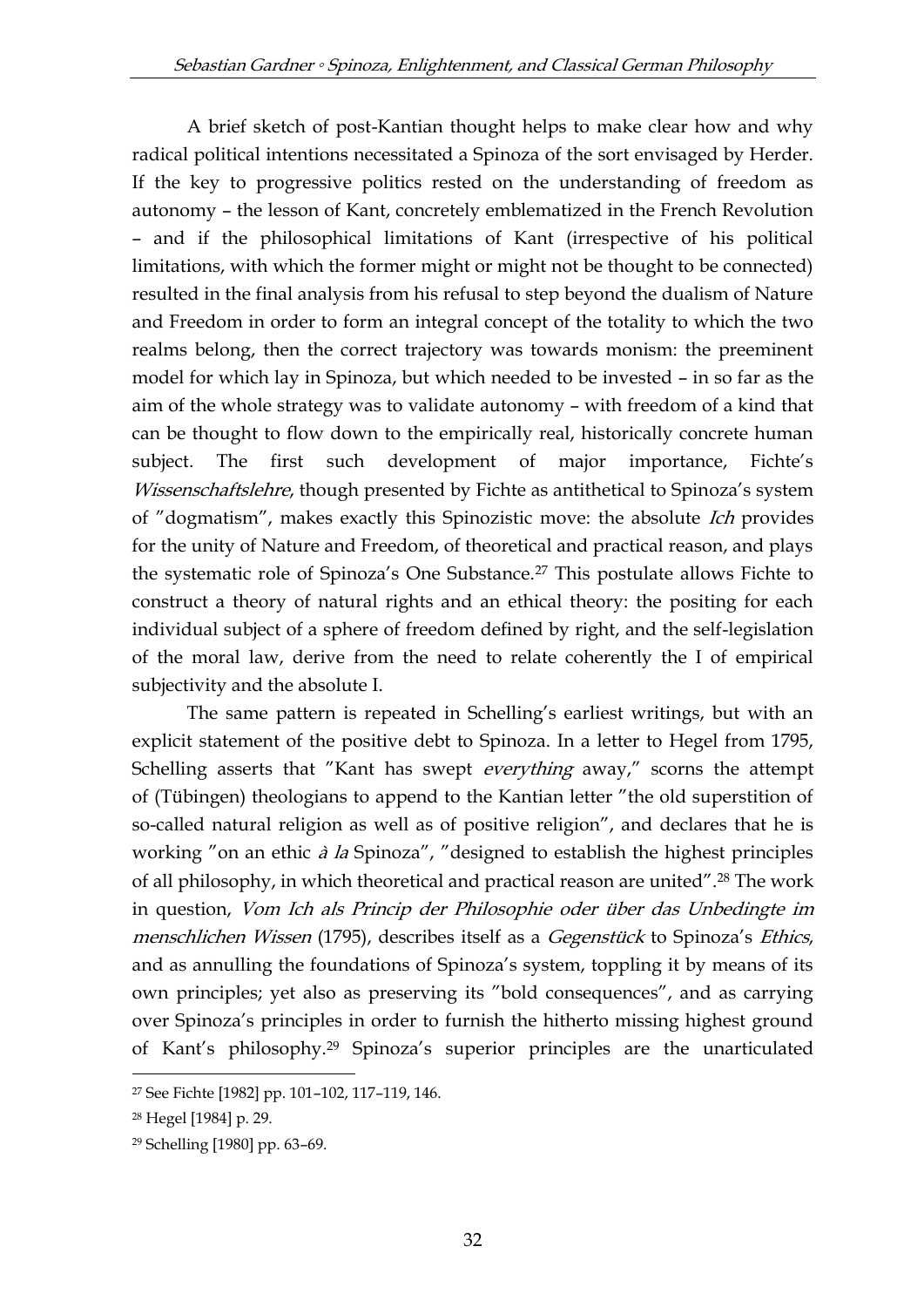A brief sketch of post-Kantian thought helps to make clear how and why radical political intentions necessitated a Spinoza of the sort envisaged by Herder. If the key to progressive politics rested on the understanding of freedom as autonomy – the lesson of Kant, concretely emblematized in the French Revolution – and if the philosophical limitations of Kant (irrespective of his political limitations, with which the former might or might not be thought to be connected) resulted in the final analysis from his refusal to step beyond the dualism of Nature and Freedom in order to form an integral concept of the totality to which the two realms belong, then the correct trajectory was towards monism: the preeminent model for which lay in Spinoza, but which needed to be invested – in so far as the aim of the whole strategy was to validate autonomy – with freedom of a kind that can be thought to flow down to the empirically real, historically concrete human subject. The first such development of major importance, Fichte's *Wissenschaftslehre*, though presented by Fichte as antithetical to Spinoza's system of "dogmatism", makes exactly this Spinozistic move: the absolute *Ich* provides for the unity of Nature and Freedom, of theoretical and practical reason, and plays the systematic role of Spinoza's One Substance.[27] This postulate allows Fichte to construct a theory of natural rights and an ethical theory: the positing for each individual subject of a sphere of freedom defined by right, and the self-legislation of the moral law, derive from the need to relate coherently the I of empirical subjectivity and the absolute I.

The same pattern is repeated in Schelling's earliest writings, but with an explicit statement of the positive debt to Spinoza. In a letter to Hegel from 1795, Schelling asserts that "Kant has swept *everything* away," scorns the attempt of (Tübingen) theologians to append to the Kantian letter "the old superstition of so-called natural religion as well as of positive religion", and declares that he is working "on an ethic *à la* Spinoza", "designed to establish the highest principles of all philosophy, in which theoretical and practical reason are united".[28] The work in question, *Vom Ich als Princip der Philosophie oder über das Unbedingte im menschlichen Wissen* (1795), describes itself as a *Gegenstück* to Spinoza's *Ethics*, and as annulling the foundations of Spinoza's system, toppling it by means of its own principles; yet also as preserving its "bold consequences", and as carrying over Spinoza's principles in order to furnish the hitherto missing highest ground of Kant's philosophy.[29] Spinoza's superior principles are the unarticulated

---

[27] See Fichte [1982] pp. 101–102, 117–119, 146.

[28] Hegel [1984] p. 29.

[29] Schelling [1980] pp. 63–69.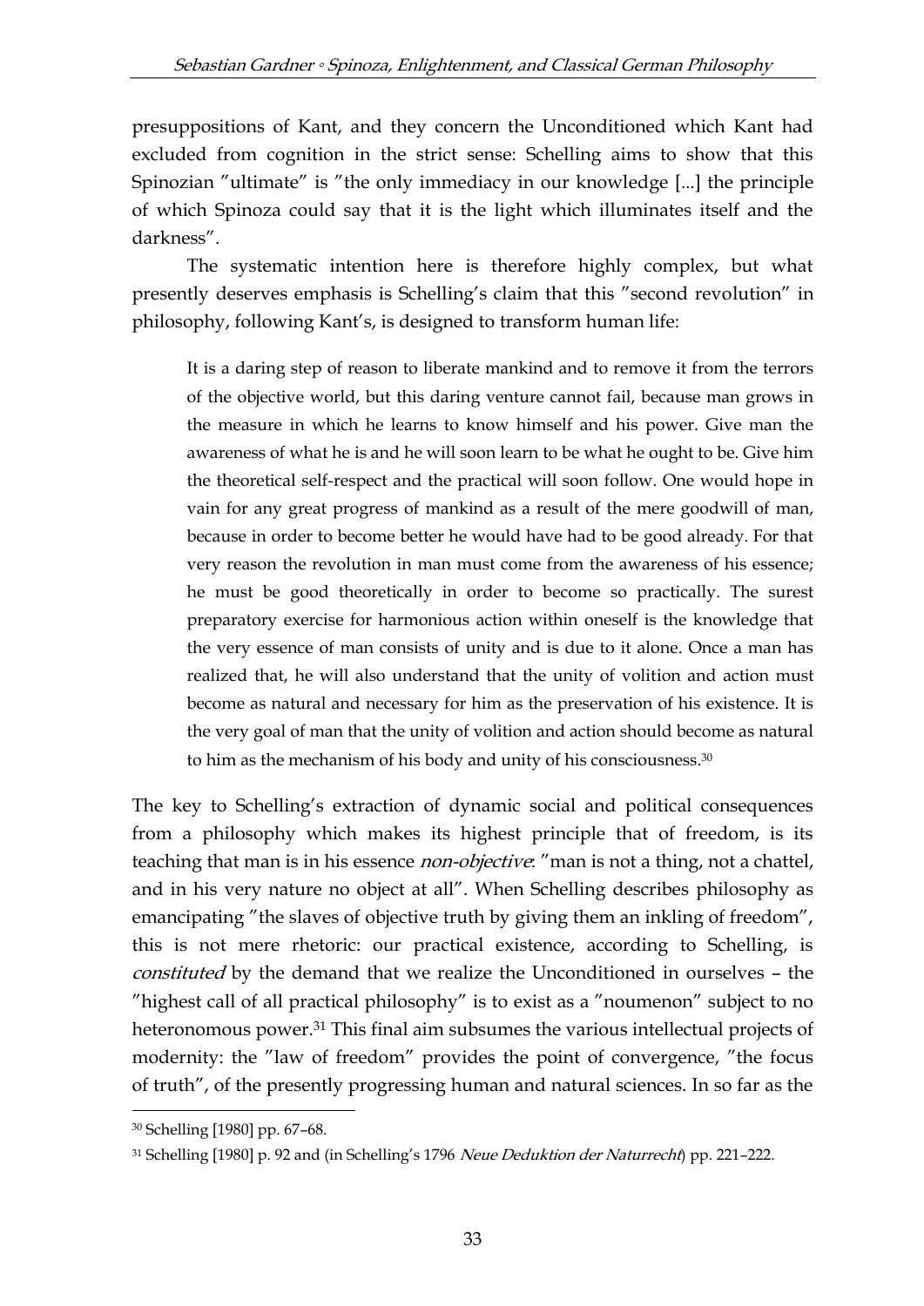presuppositions of Kant, and they concern the Unconditioned which Kant had excluded from cognition in the strict sense: Schelling aims to show that this Spinozian "ultimate" is "the only immediacy in our knowledge [...] the principle of which Spinoza could say that it is the light which illuminates itself and the darkness".

The systematic intention here is therefore highly complex, but what presently deserves emphasis is Schelling's claim that this "second revolution" in philosophy, following Kant's, is designed to transform human life:

> It is a daring step of reason to liberate mankind and to remove it from the terrors of the objective world, but this daring venture cannot fail, because man grows in the measure in which he learns to know himself and his power. Give man the awareness of what he is and he will soon learn to be what he ought to be. Give him the theoretical self-respect and the practical will soon follow. One would hope in vain for any great progress of mankind as a result of the mere goodwill of man, because in order to become better he would have had to be good already. For that very reason the revolution in man must come from the awareness of his essence; he must be good theoretically in order to become so practically. The surest preparatory exercise for harmonious action within oneself is the knowledge that the very essence of man consists of unity and is due to it alone. Once a man has realized that, he will also understand that the unity of volition and action must become as natural and necessary for him as the preservation of his existence. It is the very goal of man that the unity of volition and action should become as natural to him as the mechanism of his body and unity of his consciousness.[30]

The key to Schelling's extraction of dynamic social and political consequences from a philosophy which makes its highest principle that of freedom, is its teaching that man is in his essence *non-objective*: "man is not a thing, not a chattel, and in his very nature no object at all". When Schelling describes philosophy as emancipating "the slaves of objective truth by giving them an inkling of freedom", this is not mere rhetoric: our practical existence, according to Schelling, is *constituted* by the demand that we realize the Unconditioned in ourselves – the "highest call of all practical philosophy" is to exist as a "noumenon" subject to no heteronomous power.[31] This final aim subsumes the various intellectual projects of modernity: the "law of freedom" provides the point of convergence, "the focus of truth", of the presently progressing human and natural sciences. In so far as the

---

[30] Schelling [1980] pp. 67–68.

[31] Schelling [1980] p. 92 and (in Schelling's 1796 *Neue Deduktion der Naturrecht*) pp. 221–222.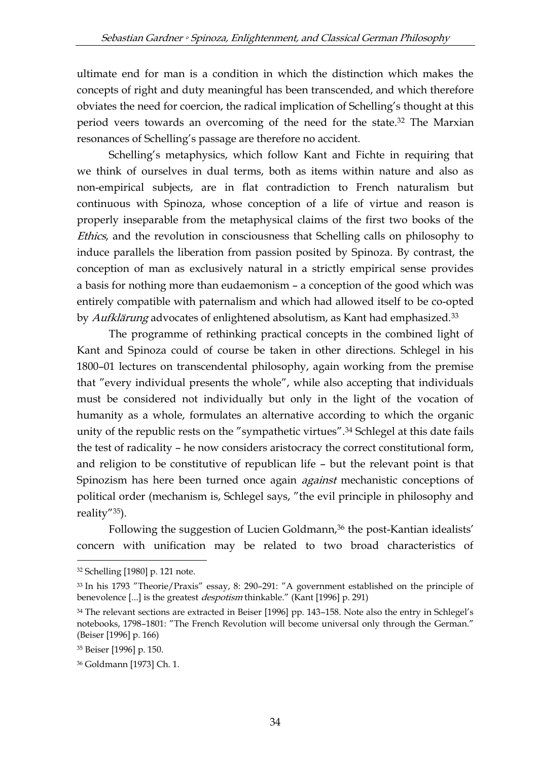ultimate end for man is a condition in which the distinction which makes the concepts of right and duty meaningful has been transcended, and which therefore obviates the need for coercion, the radical implication of Schelling's thought at this period veers towards an overcoming of the need for the state.[32] The Marxian resonances of Schelling's passage are therefore no accident.

Schelling's metaphysics, which follow Kant and Fichte in requiring that we think of ourselves in dual terms, both as items within nature and also as non-empirical subjects, are in flat contradiction to French naturalism but continuous with Spinoza, whose conception of a life of virtue and reason is properly inseparable from the metaphysical claims of the first two books of the *Ethics*, and the revolution in consciousness that Schelling calls on philosophy to induce parallels the liberation from passion posited by Spinoza. By contrast, the conception of man as exclusively natural in a strictly empirical sense provides a basis for nothing more than eudaemonism – a conception of the good which was entirely compatible with paternalism and which had allowed itself to be co-opted by *Aufklärung* advocates of enlightened absolutism, as Kant had emphasized.[33]

The programme of rethinking practical concepts in the combined light of Kant and Spinoza could of course be taken in other directions. Schlegel in his 1800–01 lectures on transcendental philosophy, again working from the premise that "every individual presents the whole", while also accepting that individuals must be considered not individually but only in the light of the vocation of humanity as a whole, formulates an alternative according to which the organic unity of the republic rests on the "sympathetic virtues".[34] Schlegel at this date fails the test of radicality – he now considers aristocracy the correct constitutional form, and religion to be constitutive of republican life – but the relevant point is that Spinozism has here been turned once again *against* mechanistic conceptions of political order (mechanism is, Schlegel says, "the evil principle in philosophy and reality"[35]).

Following the suggestion of Lucien Goldmann,[36] the post-Kantian idealists' concern with unification may be related to two broad characteristics of

---

[32] Schelling [1980] p. 121 note.

[33] In his 1793 "Theorie/Praxis" essay, 8: 290–291: "A government established on the principle of benevolence [...] is the greatest *despotism* thinkable." (Kant [1996] p. 291)

[34] The relevant sections are extracted in Beiser [1996] pp. 143–158. Note also the entry in Schlegel's notebooks, 1798–1801: "The French Revolution will become universal only through the German." (Beiser [1996] p. 166)

[35] Beiser [1996] p. 150.

[36] Goldmann [1973] Ch. 1.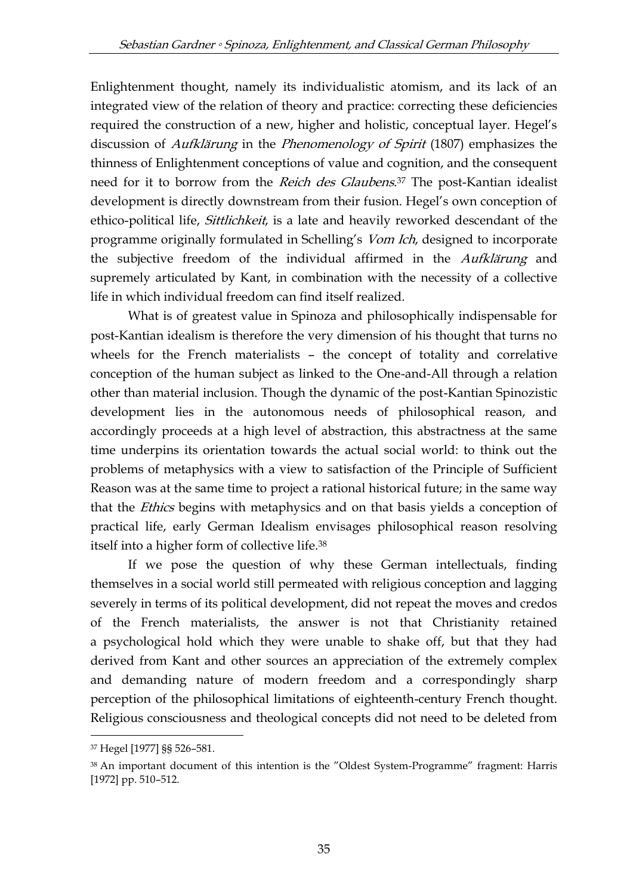Enlightenment thought, namely its individualistic atomism, and its lack of an integrated view of the relation of theory and practice: correcting these deficiencies required the construction of a new, higher and holistic, conceptual layer. Hegel's discussion of *Aufklärung* in the *Phenomenology of Spirit* (1807) emphasizes the thinness of Enlightenment conceptions of value and cognition, and the consequent need for it to borrow from the *Reich des Glaubens*.[37] The post-Kantian idealist development is directly downstream from their fusion. Hegel's own conception of ethico-political life, *Sittlichkeit*, is a late and heavily reworked descendant of the programme originally formulated in Schelling's *Vom Ich*, designed to incorporate the subjective freedom of the individual affirmed in the *Aufklärung* and supremely articulated by Kant, in combination with the necessity of a collective life in which individual freedom can find itself realized.

What is of greatest value in Spinoza and philosophically indispensable for post-Kantian idealism is therefore the very dimension of his thought that turns no wheels for the French materialists – the concept of totality and correlative conception of the human subject as linked to the One-and-All through a relation other than material inclusion. Though the dynamic of the post-Kantian Spinozistic development lies in the autonomous needs of philosophical reason, and accordingly proceeds at a high level of abstraction, this abstractness at the same time underpins its orientation towards the actual social world: to think out the problems of metaphysics with a view to satisfaction of the Principle of Sufficient Reason was at the same time to project a rational historical future; in the same way that the *Ethics* begins with metaphysics and on that basis yields a conception of practical life, early German Idealism envisages philosophical reason resolving itself into a higher form of collective life.[38]

If we pose the question of why these German intellectuals, finding themselves in a social world still permeated with religious conception and lagging severely in terms of its political development, did not repeat the moves and credos of the French materialists, the answer is not that Christianity retained a psychological hold which they were unable to shake off, but that they had derived from Kant and other sources an appreciation of the extremely complex and demanding nature of modern freedom and a correspondingly sharp perception of the philosophical limitations of eighteenth-century French thought. Religious consciousness and theological concepts did not need to be deleted from

---

[37] Hegel [1977] §§ 526–581.

[38] An important document of this intention is the "Oldest System-Programme" fragment: Harris [1972] pp. 510–512.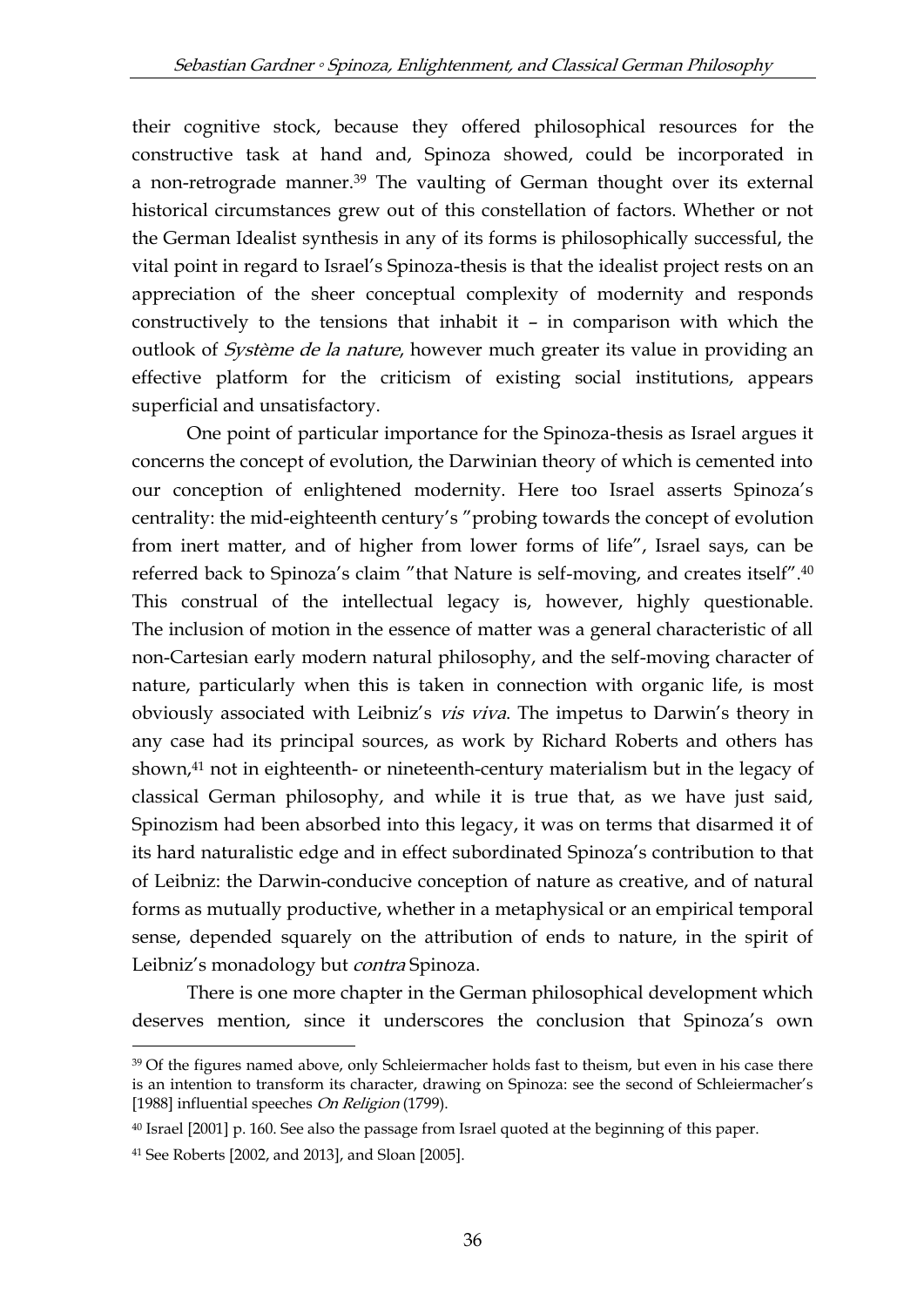their cognitive stock, because they offered philosophical resources for the constructive task at hand and, Spinoza showed, could be incorporated in a non-retrograde manner.[39] The vaulting of German thought over its external historical circumstances grew out of this constellation of factors. Whether or not the German Idealist synthesis in any of its forms is philosophically successful, the vital point in regard to Israel's Spinoza-thesis is that the idealist project rests on an appreciation of the sheer conceptual complexity of modernity and responds constructively to the tensions that inhabit it – in comparison with which the outlook of *Système de la nature*, however much greater its value in providing an effective platform for the criticism of existing social institutions, appears superficial and unsatisfactory.

One point of particular importance for the Spinoza-thesis as Israel argues it concerns the concept of evolution, the Darwinian theory of which is cemented into our conception of enlightened modernity. Here too Israel asserts Spinoza's centrality: the mid-eighteenth century's "probing towards the concept of evolution from inert matter, and of higher from lower forms of life", Israel says, can be referred back to Spinoza's claim "that Nature is self-moving, and creates itself".[40] This construal of the intellectual legacy is, however, highly questionable. The inclusion of motion in the essence of matter was a general characteristic of all non-Cartesian early modern natural philosophy, and the self-moving character of nature, particularly when this is taken in connection with organic life, is most obviously associated with Leibniz's *vis viva*. The impetus to Darwin's theory in any case had its principal sources, as work by Richard Roberts and others has shown,[41] not in eighteenth- or nineteenth-century materialism but in the legacy of classical German philosophy, and while it is true that, as we have just said, Spinozism had been absorbed into this legacy, it was on terms that disarmed it of its hard naturalistic edge and in effect subordinated Spinoza's contribution to that of Leibniz: the Darwin-conducive conception of nature as creative, and of natural forms as mutually productive, whether in a metaphysical or an empirical temporal sense, depended squarely on the attribution of ends to nature, in the spirit of Leibniz's monadology but *contra* Spinoza.

There is one more chapter in the German philosophical development which deserves mention, since it underscores the conclusion that Spinoza's own

---

[39] Of the figures named above, only Schleiermacher holds fast to theism, but even in his case there is an intention to transform its character, drawing on Spinoza: see the second of Schleiermacher's [1988] influential speeches *On Religion* (1799).

[40] Israel [2001] p. 160. See also the passage from Israel quoted at the beginning of this paper.

[41] See Roberts [2002, and 2013], and Sloan [2005].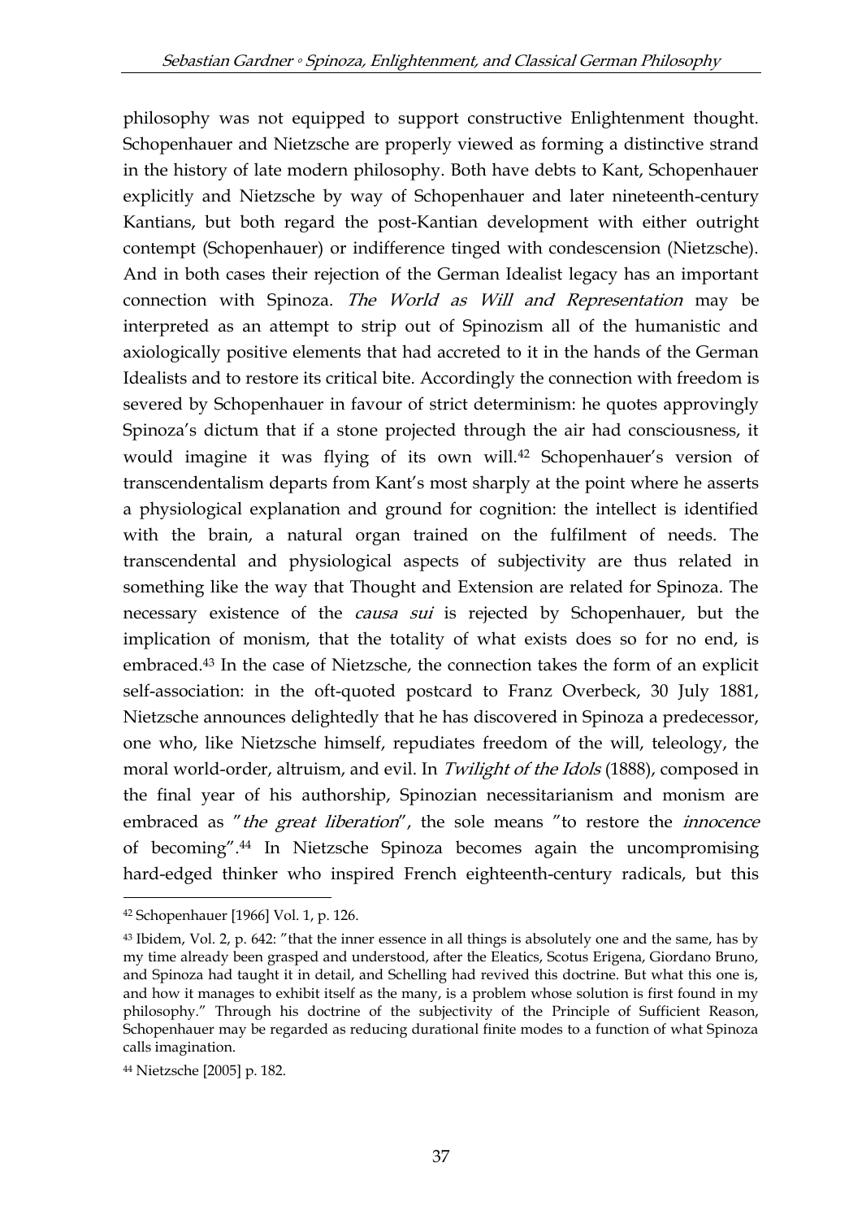philosophy was not equipped to support constructive Enlightenment thought. Schopenhauer and Nietzsche are properly viewed as forming a distinctive strand in the history of late modern philosophy. Both have debts to Kant, Schopenhauer explicitly and Nietzsche by way of Schopenhauer and later nineteenth-century Kantians, but both regard the post-Kantian development with either outright contempt (Schopenhauer) or indifference tinged with condescension (Nietzsche). And in both cases their rejection of the German Idealist legacy has an important connection with Spinoza. *The World as Will and Representation* may be interpreted as an attempt to strip out of Spinozism all of the humanistic and axiologically positive elements that had accreted to it in the hands of the German Idealists and to restore its critical bite. Accordingly the connection with freedom is severed by Schopenhauer in favour of strict determinism: he quotes approvingly Spinoza's dictum that if a stone projected through the air had consciousness, it would imagine it was flying of its own will.[42] Schopenhauer's version of transcendentalism departs from Kant's most sharply at the point where he asserts a physiological explanation and ground for cognition: the intellect is identified with the brain, a natural organ trained on the fulfilment of needs. The transcendental and physiological aspects of subjectivity are thus related in something like the way that Thought and Extension are related for Spinoza. The necessary existence of the *causa sui* is rejected by Schopenhauer, but the implication of monism, that the totality of what exists does so for no end, is embraced.[43] In the case of Nietzsche, the connection takes the form of an explicit self-association: in the oft-quoted postcard to Franz Overbeck, 30 July 1881, Nietzsche announces delightedly that he has discovered in Spinoza a predecessor, one who, like Nietzsche himself, repudiates freedom of the will, teleology, the moral world-order, altruism, and evil. In *Twilight of the Idols* (1888), composed in the final year of his authorship, Spinozian necessitarianism and monism are embraced as "*the great liberation*", the sole means "to restore the *innocence* of becoming".[44] In Nietzsche Spinoza becomes again the uncompromising hard-edged thinker who inspired French eighteenth-century radicals, but this

---

[42] Schopenhauer [1966] Vol. 1, p. 126.

[43] Ibidem, Vol. 2, p. 642: "that the inner essence in all things is absolutely one and the same, has by my time already been grasped and understood, after the Eleatics, Scotus Erigena, Giordano Bruno, and Spinoza had taught it in detail, and Schelling had revived this doctrine. But what this one is, and how it manages to exhibit itself as the many, is a problem whose solution is first found in my philosophy." Through his doctrine of the subjectivity of the Principle of Sufficient Reason, Schopenhauer may be regarded as reducing durational finite modes to a function of what Spinoza calls imagination.

[44] Nietzsche [2005] p. 182.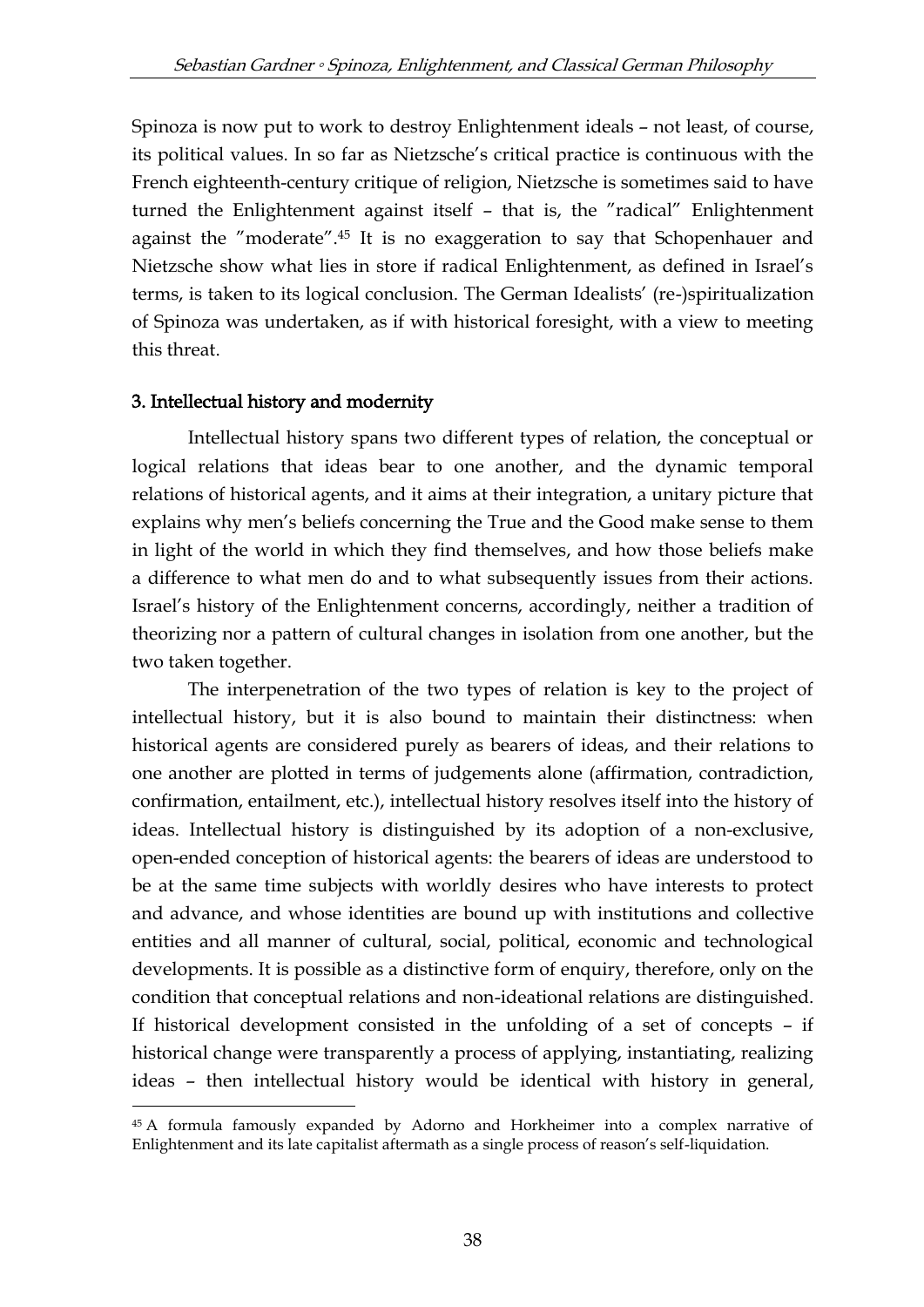Spinoza is now put to work to destroy Enlightenment ideals – not least, of course, its political values. In so far as Nietzsche's critical practice is continuous with the French eighteenth-century critique of religion, Nietzsche is sometimes said to have turned the Enlightenment against itself – that is, the "radical" Enlightenment against the "moderate".[45] It is no exaggeration to say that Schopenhauer and Nietzsche show what lies in store if radical Enlightenment, as defined in Israel's terms, is taken to its logical conclusion. The German Idealists' (re-)spiritualization of Spinoza was undertaken, as if with historical foresight, with a view to meeting this threat.

## 3. Intellectual history and modernity

Intellectual history spans two different types of relation, the conceptual or logical relations that ideas bear to one another, and the dynamic temporal relations of historical agents, and it aims at their integration, a unitary picture that explains why men's beliefs concerning the True and the Good make sense to them in light of the world in which they find themselves, and how those beliefs make a difference to what men do and to what subsequently issues from their actions. Israel's history of the Enlightenment concerns, accordingly, neither a tradition of theorizing nor a pattern of cultural changes in isolation from one another, but the two taken together.

The interpenetration of the two types of relation is key to the project of intellectual history, but it is also bound to maintain their distinctness: when historical agents are considered purely as bearers of ideas, and their relations to one another are plotted in terms of judgements alone (affirmation, contradiction, confirmation, entailment, etc.), intellectual history resolves itself into the history of ideas. Intellectual history is distinguished by its adoption of a non-exclusive, open-ended conception of historical agents: the bearers of ideas are understood to be at the same time subjects with worldly desires who have interests to protect and advance, and whose identities are bound up with institutions and collective entities and all manner of cultural, social, political, economic and technological developments. It is possible as a distinctive form of enquiry, therefore, only on the condition that conceptual relations and non-ideational relations are distinguished. If historical development consisted in the unfolding of a set of concepts – if historical change were transparently a process of applying, instantiating, realizing ideas – then intellectual history would be identical with history in general,

---

[45] A formula famously expanded by Adorno and Horkheimer into a complex narrative of Enlightenment and its late capitalist aftermath as a single process of reason's self-liquidation.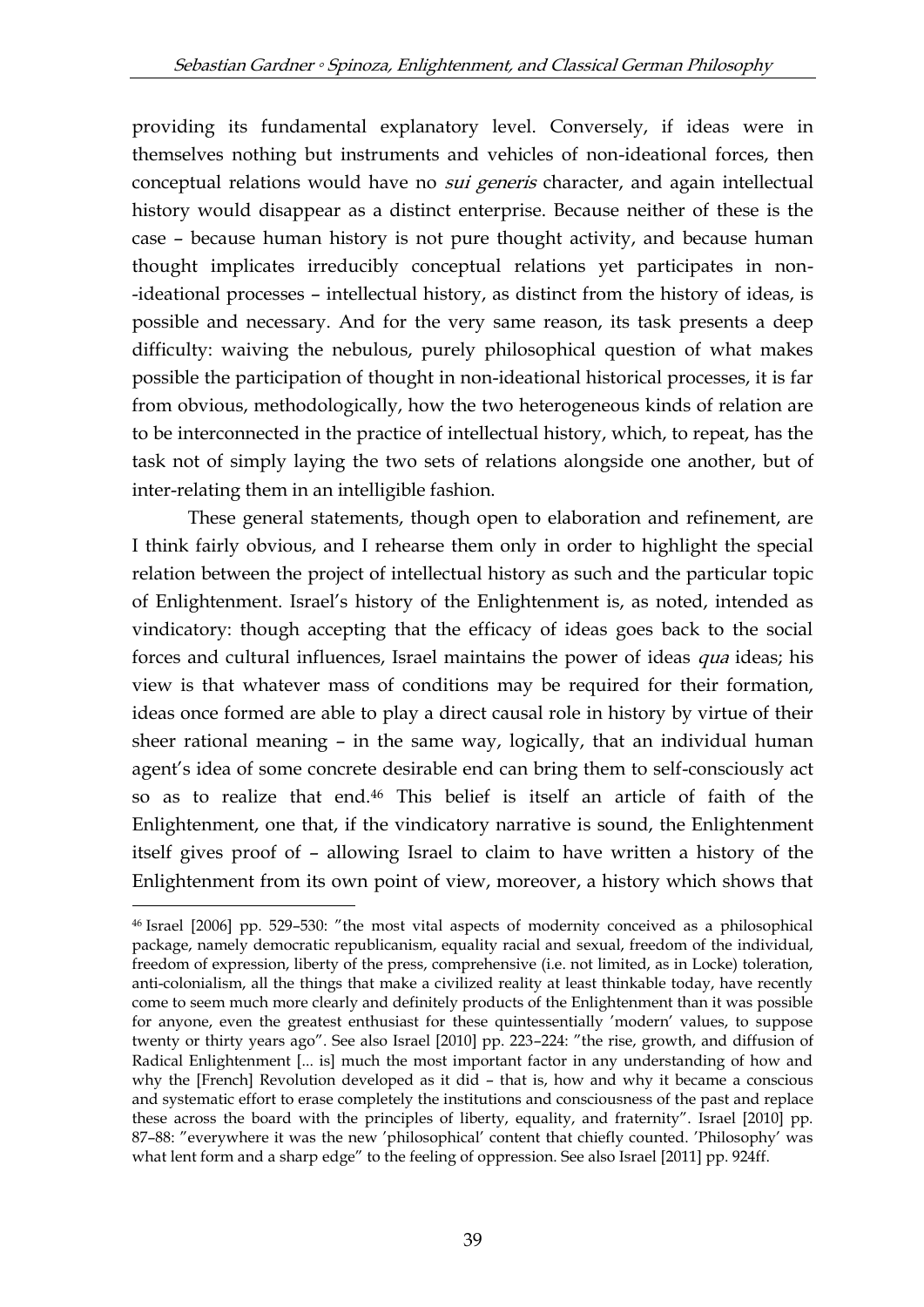providing its fundamental explanatory level. Conversely, if ideas were in themselves nothing but instruments and vehicles of non-ideational forces, then conceptual relations would have no *sui generis* character, and again intellectual history would disappear as a distinct enterprise. Because neither of these is the case – because human history is not pure thought activity, and because human thought implicates irreducibly conceptual relations yet participates in non--ideational processes – intellectual history, as distinct from the history of ideas, is possible and necessary. And for the very same reason, its task presents a deep difficulty: waiving the nebulous, purely philosophical question of what makes possible the participation of thought in non-ideational historical processes, it is far from obvious, methodologically, how the two heterogeneous kinds of relation are to be interconnected in the practice of intellectual history, which, to repeat, has the task not of simply laying the two sets of relations alongside one another, but of inter-relating them in an intelligible fashion.

These general statements, though open to elaboration and refinement, are I think fairly obvious, and I rehearse them only in order to highlight the special relation between the project of intellectual history as such and the particular topic of Enlightenment. Israel's history of the Enlightenment is, as noted, intended as vindicatory: though accepting that the efficacy of ideas goes back to the social forces and cultural influences, Israel maintains the power of ideas *qua* ideas; his view is that whatever mass of conditions may be required for their formation, ideas once formed are able to play a direct causal role in history by virtue of their sheer rational meaning – in the same way, logically, that an individual human agent's idea of some concrete desirable end can bring them to self-consciously act so as to realize that end.[46] This belief is itself an article of faith of the Enlightenment, one that, if the vindicatory narrative is sound, the Enlightenment itself gives proof of – allowing Israel to claim to have written a history of the Enlightenment from its own point of view, moreover, a history which shows that

---

[46] Israel [2006] pp. 529–530: "the most vital aspects of modernity conceived as a philosophical package, namely democratic republicanism, equality racial and sexual, freedom of the individual, freedom of expression, liberty of the press, comprehensive (i.e. not limited, as in Locke) toleration, anti-colonialism, all the things that make a civilized reality at least thinkable today, have recently come to seem much more clearly and definitely products of the Enlightenment than it was possible for anyone, even the greatest enthusiast for these quintessentially 'modern' values, to suppose twenty or thirty years ago". See also Israel [2010] pp. 223–224: "the rise, growth, and diffusion of Radical Enlightenment [... is] much the most important factor in any understanding of how and why the [French] Revolution developed as it did – that is, how and why it became a conscious and systematic effort to erase completely the institutions and consciousness of the past and replace these across the board with the principles of liberty, equality, and fraternity". Israel [2010] pp. 87–88: "everywhere it was the new 'philosophical' content that chiefly counted. 'Philosophy' was what lent form and a sharp edge" to the feeling of oppression. See also Israel [2011] pp. 924ff.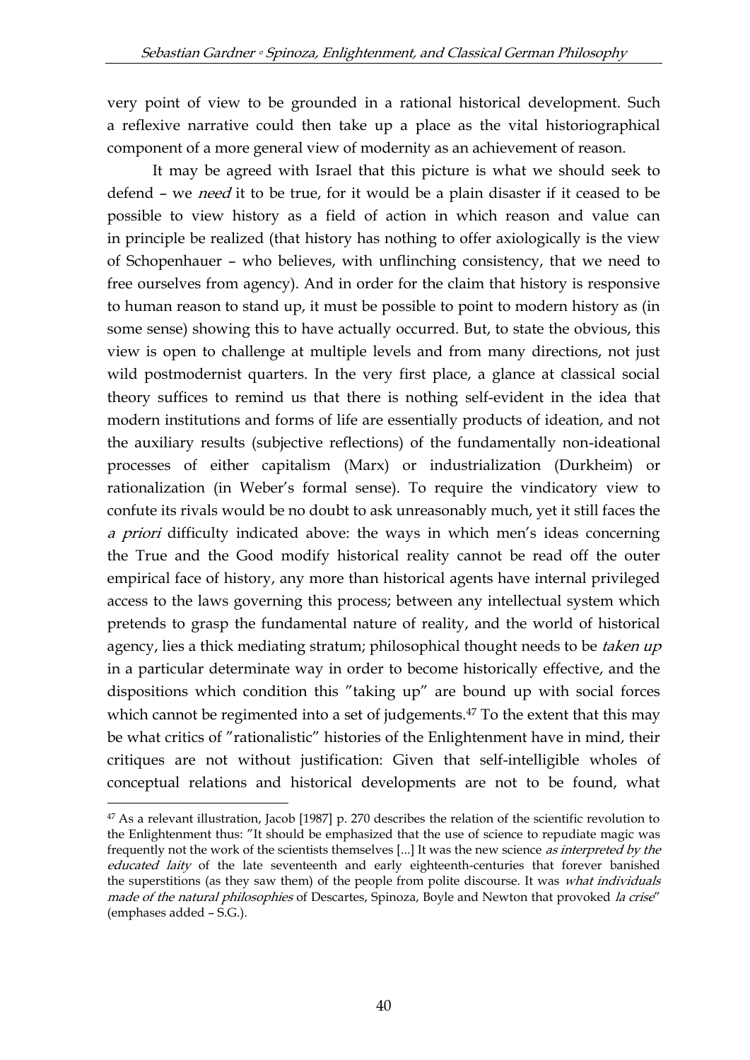very point of view to be grounded in a rational historical development. Such a reflexive narrative could then take up a place as the vital historiographical component of a more general view of modernity as an achievement of reason.

It may be agreed with Israel that this picture is what we should seek to defend – we *need* it to be true, for it would be a plain disaster if it ceased to be possible to view history as a field of action in which reason and value can in principle be realized (that history has nothing to offer axiologically is the view of Schopenhauer – who believes, with unflinching consistency, that we need to free ourselves from agency). And in order for the claim that history is responsive to human reason to stand up, it must be possible to point to modern history as (in some sense) showing this to have actually occurred. But, to state the obvious, this view is open to challenge at multiple levels and from many directions, not just wild postmodernist quarters. In the very first place, a glance at classical social theory suffices to remind us that there is nothing self-evident in the idea that modern institutions and forms of life are essentially products of ideation, and not the auxiliary results (subjective reflections) of the fundamentally non-ideational processes of either capitalism (Marx) or industrialization (Durkheim) or rationalization (in Weber's formal sense). To require the vindicatory view to confute its rivals would be no doubt to ask unreasonably much, yet it still faces the *a priori* difficulty indicated above: the ways in which men's ideas concerning the True and the Good modify historical reality cannot be read off the outer empirical face of history, any more than historical agents have internal privileged access to the laws governing this process; between any intellectual system which pretends to grasp the fundamental nature of reality, and the world of historical agency, lies a thick mediating stratum; philosophical thought needs to be *taken up* in a particular determinate way in order to become historically effective, and the dispositions which condition this "taking up" are bound up with social forces which cannot be regimented into a set of judgements.[47] To the extent that this may be what critics of "rationalistic" histories of the Enlightenment have in mind, their critiques are not without justification: Given that self-intelligible wholes of conceptual relations and historical developments are not to be found, what

[47] As a relevant illustration, Jacob [1987] p. 270 describes the relation of the scientific revolution to the Enlightenment thus: "It should be emphasized that the use of science to repudiate magic was frequently not the work of the scientists themselves [...] It was the new science *as interpreted by the educated laity* of the late seventeenth and early eighteenth-centuries that forever banished the superstitions (as they saw them) of the people from polite discourse. It was *what individuals made of the natural philosophies* of Descartes, Spinoza, Boyle and Newton that provoked *la crise*" (emphases added – S.G.).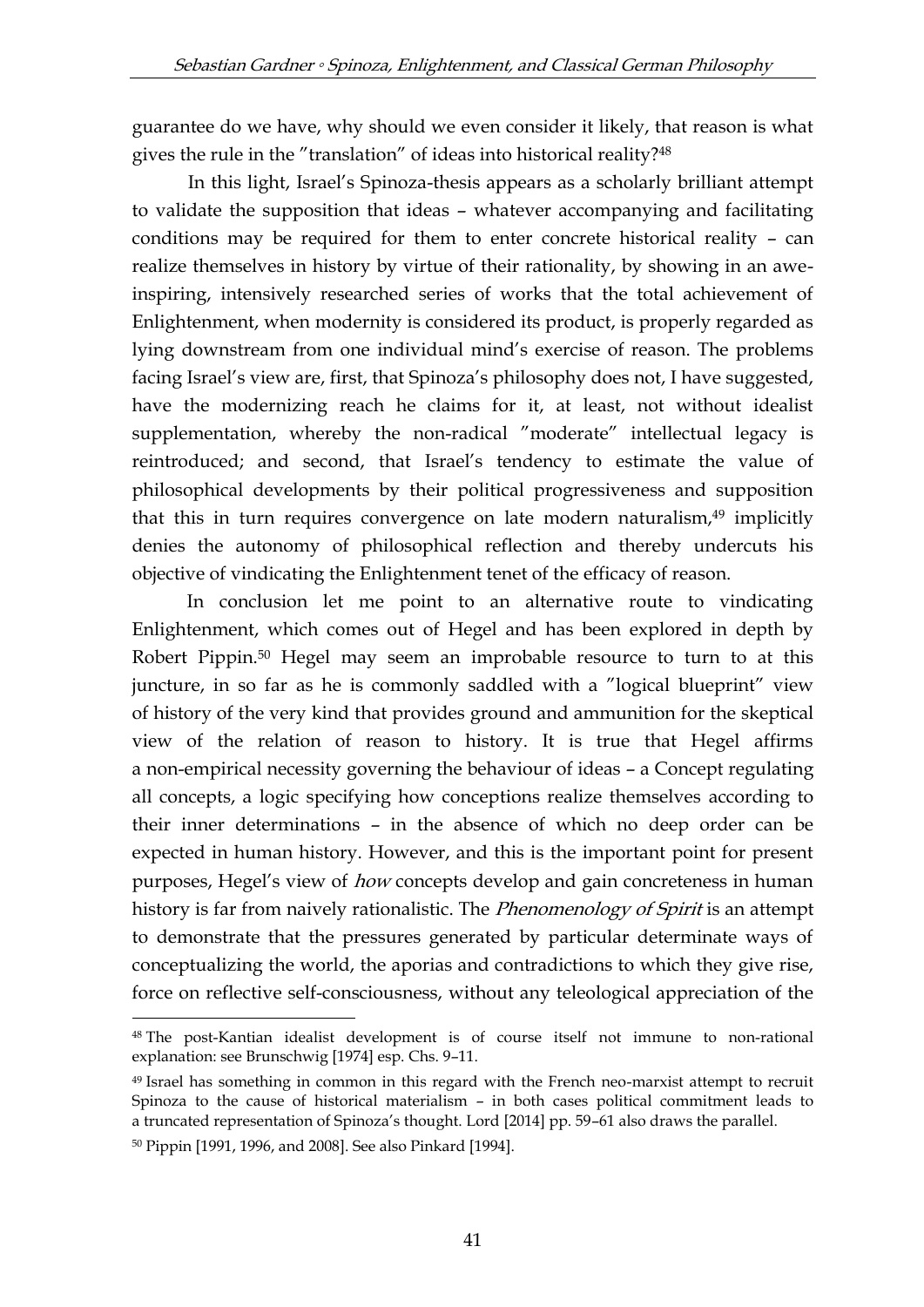guarantee do we have, why should we even consider it likely, that reason is what gives the rule in the "translation" of ideas into historical reality?[48]

In this light, Israel's Spinoza-thesis appears as a scholarly brilliant attempt to validate the supposition that ideas – whatever accompanying and facilitating conditions may be required for them to enter concrete historical reality – can realize themselves in history by virtue of their rationality, by showing in an awe-inspiring, intensively researched series of works that the total achievement of Enlightenment, when modernity is considered its product, is properly regarded as lying downstream from one individual mind's exercise of reason. The problems facing Israel's view are, first, that Spinoza's philosophy does not, I have suggested, have the modernizing reach he claims for it, at least, not without idealist supplementation, whereby the non-radical "moderate" intellectual legacy is reintroduced; and second, that Israel's tendency to estimate the value of philosophical developments by their political progressiveness and supposition that this in turn requires convergence on late modern naturalism,[49] implicitly denies the autonomy of philosophical reflection and thereby undercuts his objective of vindicating the Enlightenment tenet of the efficacy of reason.

In conclusion let me point to an alternative route to vindicating Enlightenment, which comes out of Hegel and has been explored in depth by Robert Pippin.[50] Hegel may seem an improbable resource to turn to at this juncture, in so far as he is commonly saddled with a "logical blueprint" view of history of the very kind that provides ground and ammunition for the skeptical view of the relation of reason to history. It is true that Hegel affirms a non-empirical necessity governing the behaviour of ideas – a Concept regulating all concepts, a logic specifying how conceptions realize themselves according to their inner determinations – in the absence of which no deep order can be expected in human history. However, and this is the important point for present purposes, Hegel's view of *how* concepts develop and gain concreteness in human history is far from naively rationalistic. The *Phenomenology of Spirit* is an attempt to demonstrate that the pressures generated by particular determinate ways of conceptualizing the world, the aporias and contradictions to which they give rise, force on reflective self-consciousness, without any teleological appreciation of the

---

[48] The post-Kantian idealist development is of course itself not immune to non-rational explanation: see Brunschwig [1974] esp. Chs. 9–11.

[49] Israel has something in common in this regard with the French neo-marxist attempt to recruit Spinoza to the cause of historical materialism – in both cases political commitment leads to a truncated representation of Spinoza's thought. Lord [2014] pp. 59–61 also draws the parallel.

[50] Pippin [1991, 1996, and 2008]. See also Pinkard [1994].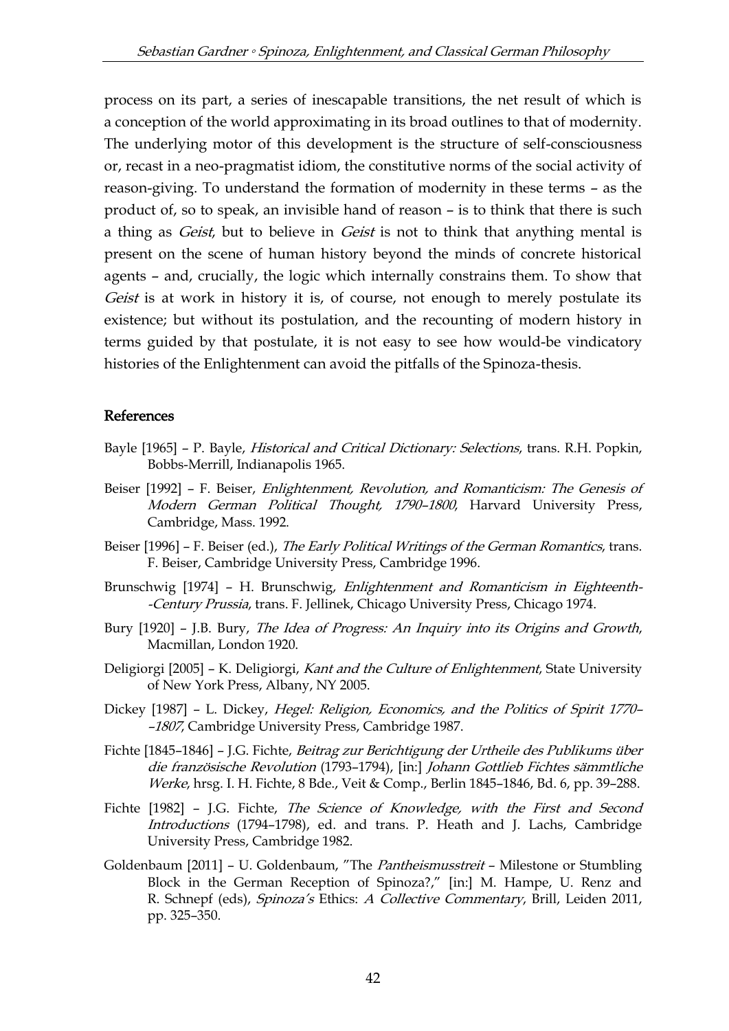process on its part, a series of inescapable transitions, the net result of which is a conception of the world approximating in its broad outlines to that of modernity. The underlying motor of this development is the structure of self-consciousness or, recast in a neo-pragmatist idiom, the constitutive norms of the social activity of reason-giving. To understand the formation of modernity in these terms – as the product of, so to speak, an invisible hand of reason – is to think that there is such a thing as *Geist*, but to believe in *Geist* is not to think that anything mental is present on the scene of human history beyond the minds of concrete historical agents – and, crucially, the logic which internally constrains them. To show that *Geist* is at work in history it is, of course, not enough to merely postulate its existence; but without its postulation, and the recounting of modern history in terms guided by that postulate, it is not easy to see how would-be vindicatory histories of the Enlightenment can avoid the pitfalls of the Spinoza-thesis.

## References

Bayle [1965] – P. Bayle, *Historical and Critical Dictionary: Selections*, trans. R.H. Popkin, Bobbs-Merrill, Indianapolis 1965.

Beiser [1992] – F. Beiser, *Enlightenment, Revolution, and Romanticism: The Genesis of Modern German Political Thought, 1790–1800*, Harvard University Press, Cambridge, Mass. 1992.

Beiser [1996] – F. Beiser (ed.), *The Early Political Writings of the German Romantics*, trans. F. Beiser, Cambridge University Press, Cambridge 1996.

Brunschwig [1974] – H. Brunschwig, *Enlightenment and Romanticism in Eighteenth--Century Prussia*, trans. F. Jellinek, Chicago University Press, Chicago 1974.

Bury [1920] – J.B. Bury, *The Idea of Progress: An Inquiry into its Origins and Growth*, Macmillan, London 1920.

Deligiorgi [2005] – K. Deligiorgi, *Kant and the Culture of Enlightenment*, State University of New York Press, Albany, NY 2005.

Dickey [1987] – L. Dickey, *Hegel: Religion, Economics, and the Politics of Spirit 1770–1807*, Cambridge University Press, Cambridge 1987.

Fichte [1845–1846] – J.G. Fichte, *Beitrag zur Berichtigung der Urtheile des Publikums über die französische Revolution* (1793–1794), [in:] *Johann Gottlieb Fichtes sämmtliche Werke*, hrsg. I. H. Fichte, 8 Bde., Veit & Comp., Berlin 1845–1846, Bd. 6, pp. 39–288.

Fichte [1982] – J.G. Fichte, *The Science of Knowledge, with the First and Second Introductions* (1794–1798), ed. and trans. P. Heath and J. Lachs, Cambridge University Press, Cambridge 1982.

Goldenbaum [2011] – U. Goldenbaum, "The *Pantheismusstreit* – Milestone or Stumbling Block in the German Reception of Spinoza?," [in:] M. Hampe, U. Renz and R. Schnepf (eds), *Spinoza's* Ethics: *A Collective Commentary*, Brill, Leiden 2011, pp. 325–350.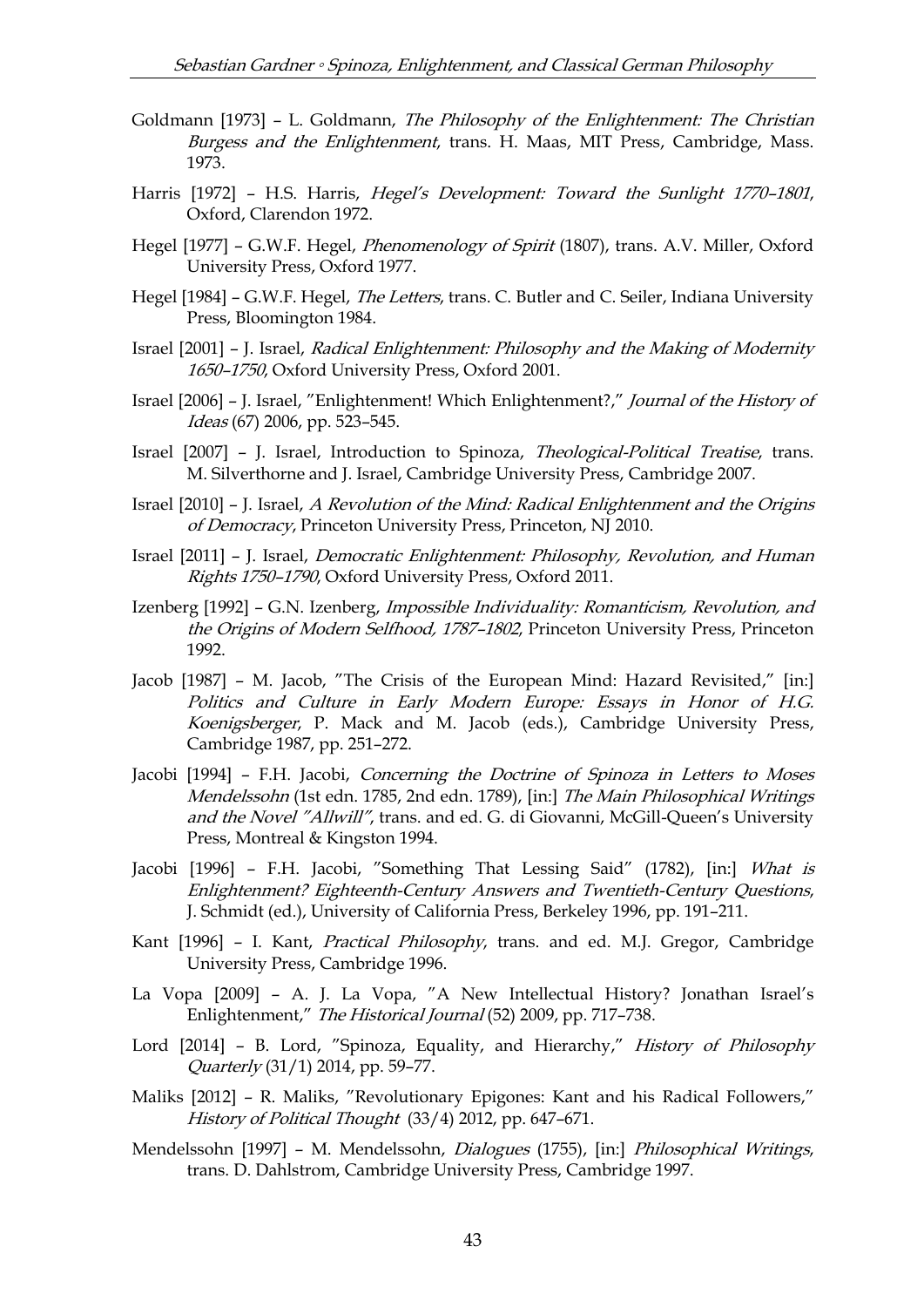Goldmann [1973] – L. Goldmann, *The Philosophy of the Enlightenment: The Christian Burgess and the Enlightenment*, trans. H. Maas, MIT Press, Cambridge, Mass. 1973.

Harris [1972] – H.S. Harris, *Hegel's Development: Toward the Sunlight 1770–1801*, Oxford, Clarendon 1972.

Hegel [1977] – G.W.F. Hegel, *Phenomenology of Spirit* (1807), trans. A.V. Miller, Oxford University Press, Oxford 1977.

Hegel [1984] – G.W.F. Hegel, *The Letters*, trans. C. Butler and C. Seiler, Indiana University Press, Bloomington 1984.

Israel [2001] – J. Israel, *Radical Enlightenment: Philosophy and the Making of Modernity 1650–1750*, Oxford University Press, Oxford 2001.

Israel [2006] – J. Israel, "Enlightenment! Which Enlightenment?," *Journal of the History of Ideas* (67) 2006, pp. 523–545.

Israel [2007] – J. Israel, Introduction to Spinoza, *Theological-Political Treatise*, trans. M. Silverthorne and J. Israel, Cambridge University Press, Cambridge 2007.

Israel [2010] – J. Israel, *A Revolution of the Mind: Radical Enlightenment and the Origins of Democracy*, Princeton University Press, Princeton, NJ 2010.

Israel [2011] – J. Israel, *Democratic Enlightenment: Philosophy, Revolution, and Human Rights 1750–1790*, Oxford University Press, Oxford 2011.

Izenberg [1992] – G.N. Izenberg, *Impossible Individuality: Romanticism, Revolution, and the Origins of Modern Selfhood, 1787–1802*, Princeton University Press, Princeton 1992.

Jacob [1987] – M. Jacob, "The Crisis of the European Mind: Hazard Revisited," [in:] *Politics and Culture in Early Modern Europe: Essays in Honor of H.G. Koenigsberger*, P. Mack and M. Jacob (eds.), Cambridge University Press, Cambridge 1987, pp. 251–272.

Jacobi [1994] – F.H. Jacobi, *Concerning the Doctrine of Spinoza in Letters to Moses Mendelssohn* (1st edn. 1785, 2nd edn. 1789), [in:] *The Main Philosophical Writings and the Novel "Allwill"*, trans. and ed. G. di Giovanni, McGill-Queen's University Press, Montreal & Kingston 1994.

Jacobi [1996] – F.H. Jacobi, "Something That Lessing Said" (1782), [in:] *What is Enlightenment? Eighteenth-Century Answers and Twentieth-Century Questions*, J. Schmidt (ed.), University of California Press, Berkeley 1996, pp. 191–211.

Kant [1996] – I. Kant, *Practical Philosophy*, trans. and ed. M.J. Gregor, Cambridge University Press, Cambridge 1996.

La Vopa [2009] – A. J. La Vopa, "A New Intellectual History? Jonathan Israel's Enlightenment," *The Historical Journal* (52) 2009, pp. 717–738.

Lord [2014] – B. Lord, "Spinoza, Equality, and Hierarchy," *History of Philosophy Quarterly* (31/1) 2014, pp. 59–77.

Maliks [2012] – R. Maliks, "Revolutionary Epigones: Kant and his Radical Followers," *History of Political Thought* (33/4) 2012, pp. 647–671.

Mendelssohn [1997] – M. Mendelssohn, *Dialogues* (1755), [in:] *Philosophical Writings*, trans. D. Dahlstrom, Cambridge University Press, Cambridge 1997.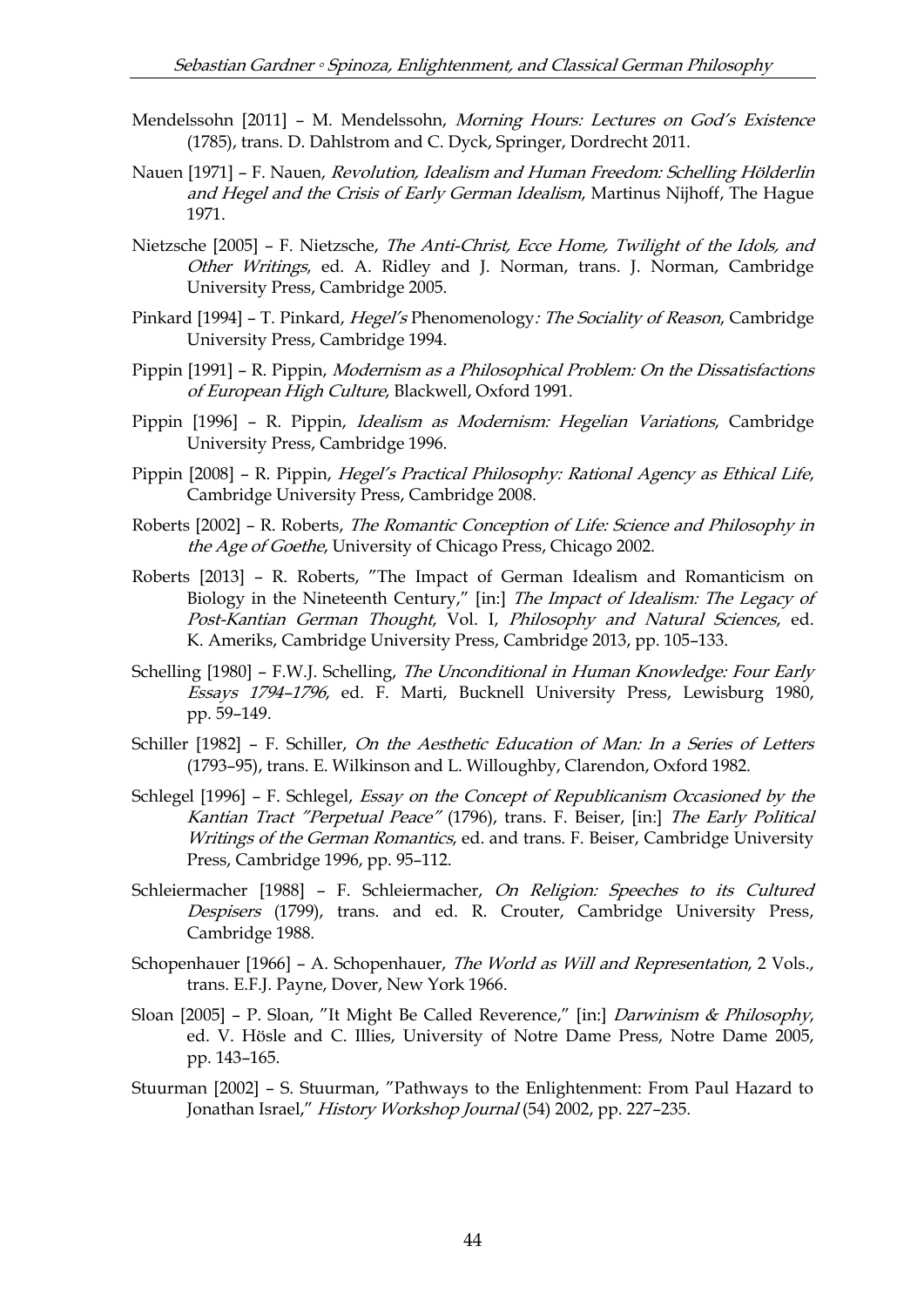Mendelssohn [2011] – M. Mendelssohn, *Morning Hours: Lectures on God's Existence* (1785), trans. D. Dahlstrom and C. Dyck, Springer, Dordrecht 2011.

Nauen [1971] – F. Nauen, *Revolution, Idealism and Human Freedom: Schelling Hölderlin and Hegel and the Crisis of Early German Idealism*, Martinus Nijhoff, The Hague 1971.

Nietzsche [2005] – F. Nietzsche, *The Anti-Christ, Ecce Home, Twilight of the Idols, and Other Writings*, ed. A. Ridley and J. Norman, trans. J. Norman, Cambridge University Press, Cambridge 2005.

Pinkard [1994] – T. Pinkard, *Hegel's* Phenomenology*: The Sociality of Reason*, Cambridge University Press, Cambridge 1994.

Pippin [1991] – R. Pippin, *Modernism as a Philosophical Problem: On the Dissatisfactions of European High Culture*, Blackwell, Oxford 1991.

Pippin [1996] – R. Pippin, *Idealism as Modernism: Hegelian Variations*, Cambridge University Press, Cambridge 1996.

Pippin [2008] – R. Pippin, *Hegel's Practical Philosophy: Rational Agency as Ethical Life*, Cambridge University Press, Cambridge 2008.

Roberts [2002] – R. Roberts, *The Romantic Conception of Life: Science and Philosophy in the Age of Goethe*, University of Chicago Press, Chicago 2002.

Roberts [2013] – R. Roberts, "The Impact of German Idealism and Romanticism on Biology in the Nineteenth Century," [in:] *The Impact of Idealism: The Legacy of Post-Kantian German Thought*, Vol. I, *Philosophy and Natural Sciences*, ed. K. Ameriks, Cambridge University Press, Cambridge 2013, pp. 105–133.

Schelling [1980] – F.W.J. Schelling, *The Unconditional in Human Knowledge: Four Early Essays 1794–1796*, ed. F. Marti, Bucknell University Press, Lewisburg 1980, pp. 59–149.

Schiller [1982] – F. Schiller, *On the Aesthetic Education of Man: In a Series of Letters* (1793–95), trans. E. Wilkinson and L. Willoughby, Clarendon, Oxford 1982.

Schlegel [1996] – F. Schlegel, *Essay on the Concept of Republicanism Occasioned by the Kantian Tract "Perpetual Peace"* (1796), trans. F. Beiser, [in:] *The Early Political Writings of the German Romantics*, ed. and trans. F. Beiser, Cambridge University Press, Cambridge 1996, pp. 95–112.

Schleiermacher [1988] – F. Schleiermacher, *On Religion: Speeches to its Cultured Despisers* (1799), trans. and ed. R. Crouter, Cambridge University Press, Cambridge 1988.

Schopenhauer [1966] – A. Schopenhauer, *The World as Will and Representation*, 2 Vols., trans. E.F.J. Payne, Dover, New York 1966.

Sloan [2005] – P. Sloan, "It Might Be Called Reverence," [in:] *Darwinism & Philosophy*, ed. V. Hösle and C. Illies, University of Notre Dame Press, Notre Dame 2005, pp. 143–165.

Stuurman [2002] – S. Stuurman, "Pathways to the Enlightenment: From Paul Hazard to Jonathan Israel," *History Workshop Journal* (54) 2002, pp. 227–235.